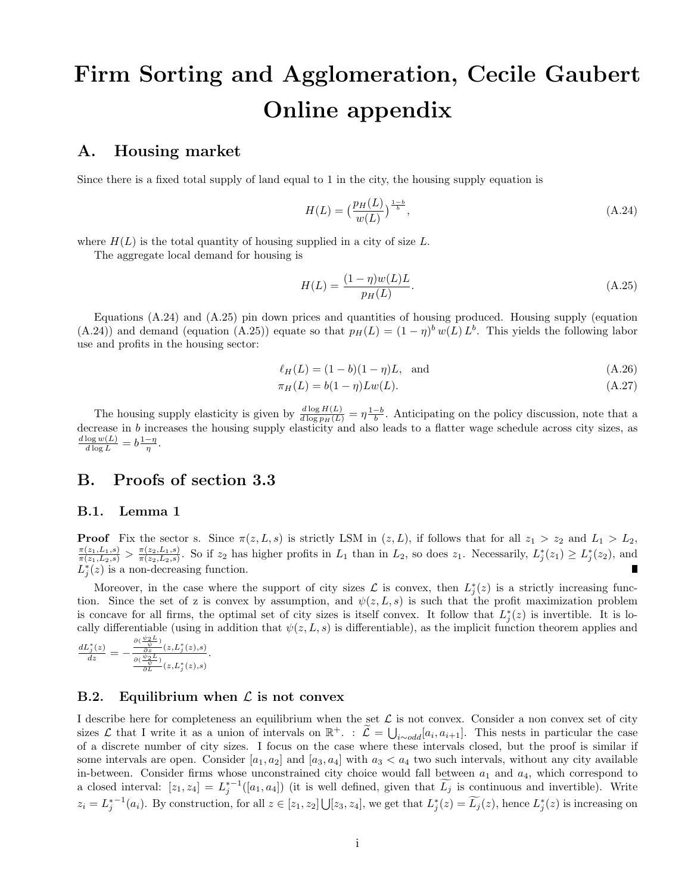# Firm Sorting and Agglomeration, Cecile Gaubert
# Online appendix

## A. Housing market

Since there is a fixed total supply of land equal to 1 in the city, the housing supply equation is

$$H(L) = \big(\frac{p_H(L)}{w(L)}\big)^{\frac{1-b}{b}}, \tag{A.24}$$

where $H(L)$ is the total quantity of housing supplied in a city of size $L$.

The aggregate local demand for housing is

$$H(L) = \frac{(1-\eta)w(L)L}{p_H(L)}. \tag{A.25}$$

Equations (A.24) and (A.25) pin down prices and quantities of housing produced. Housing supply (equation (A.24)) and demand (equation (A.25)) equate so that $p_H(L) = (1-\eta)^b \, w(L) \, L^b$. This yields the following labor use and profits in the housing sector:

$$\ell_H(L) = (1-b)(1-\eta)L, \quad \text{and} \tag{A.26}$$

$$\pi_H(L) = b(1-\eta)Lw(L). \tag{A.27}$$

The housing supply elasticity is given by $\frac{d\log H(L)}{d\log p_H(L)} = \eta\frac{1-b}{b}$. Anticipating on the policy discussion, note that a decrease in $b$ increases the housing supply elasticity and also leads to a flatter wage schedule across city sizes, as $\frac{d\log w(L)}{d\log L} = b\frac{1-\eta}{\eta}$.

## B. Proofs of section 3.3

### B.1. Lemma 1

**Proof** Fix the sector s. Since $\pi(z,L,s)$ is strictly LSM in $(z,L)$, if follows that for all $z_1 > z_2$ and $L_1 > L_2$, $\frac{\pi(z_1,L_1,s)}{\pi(z_1,L_2,s)} > \frac{\pi(z_2,L_1,s)}{\pi(z_2,L_2,s)}$. So if $z_2$ has higher profits in $L_1$ than in $L_2$, so does $z_1$. Necessarily, $L_j^*(z_1) \geq L_j^*(z_2)$, and $L_j^*(z)$ is a non-decreasing function. ∎

Moreover, in the case where the support of city sizes $\mathcal{L}$ is convex, then $L_j^*(z)$ is a strictly increasing function. Since the set of z is convex by assumption, and $\psi(z,L,s)$ is such that the profit maximization problem is concave for all firms, the optimal set of city sizes is itself convex. It follow that $L_j^*(z)$ is invertible. It is locally differentiable (using in addition that $\psi(z,L,s)$ is differentiable), as the implicit function theorem applies and $\frac{dL_j^*(z)}{dz} = -\frac{\frac{\partial(\frac{\psi_2 L}{\psi})}{\partial z}(z,L_j^*(z),s)}{\frac{\partial(\frac{\psi_2 L}{\psi})}{\partial L}(z,L_j^*(z),s)}$.

### B.2. Equilibrium when $\mathcal{L}$ is not convex

I describe here for completeness an equilibrium when the set $\mathcal{L}$ is not convex. Consider a non convex set of city sizes $\mathcal{L}$ that I write it as a union of intervals on $\mathbb{R}^+$. : $\widetilde{\mathcal{L}} = \bigcup_{i\sim odd}[a_i, a_{i+1}]$. This nests in particular the case of a discrete number of city sizes. I focus on the case where these intervals closed, but the proof is similar if some intervals are open. Consider $[a_1,a_2]$ and $[a_3,a_4]$ with $a_3 < a_4$ two such intervals, without any city available in-between. Consider firms whose unconstrained city choice would fall between $a_1$ and $a_4$, which correspond to a closed interval: $[z_1,z_4] = L_j^{*-1}([a_1,a_4])$ (it is well defined, given that $\widetilde{L_j}$ is continuous and invertible). Write $z_i = L_j^{*-1}(a_i)$. By construction, for all $z \in [z_1,z_2] \bigcup [z_3,z_4]$, we get that $L_j^*(z) = \widetilde{L_j}(z)$, hence $L_j^*(z)$ is increasing on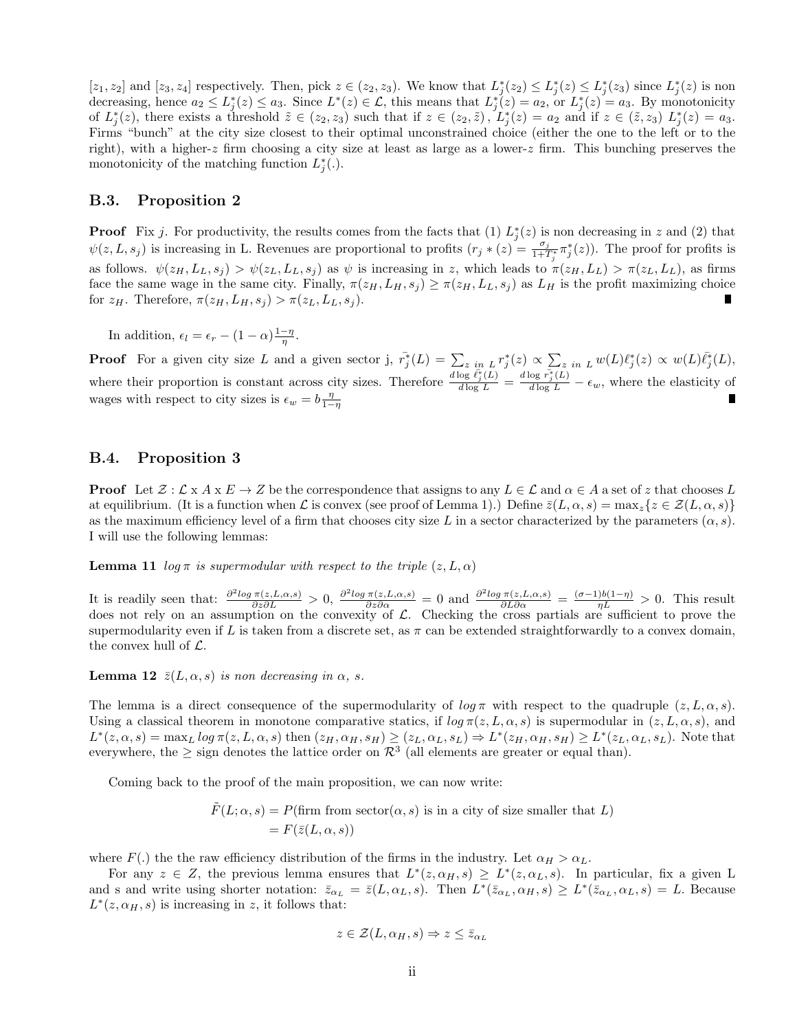$[z_1, z_2]$ and $[z_3, z_4]$ respectively. Then, pick $z \in (z_2, z_3)$. We know that $L_j^*(z_2) \leq L_j^*(z) \leq L_j^*(z_3)$ since $L_j^*(z)$ is non decreasing, hence $a_2 \leq L_j^*(z) \leq a_3$. Since $L^*(z) \in \mathcal{L}$, this means that $L_j^*(z) = a_2$, or $L_j^*(z) = a_3$. By monotonicity of $L_j^*(z)$, there exists a threshold $\tilde{z} \in (z_2, z_3)$ such that if $z \in (z_2, \tilde{z})$, $L_j^*(z) = a_2$ and if $z \in (\tilde{z}, z_3)$ $L_j^*(z) = a_3$. Firms "bunch" at the city size closest to their optimal unconstrained choice (either the one to the left or to the right), with a higher-$z$ firm choosing a city size at least as large as a lower-$z$ firm. This bunching preserves the monotonicity of the matching function $L_j^*(.)$.

### B.3. Proposition 2

**Proof** Fix $j$. For productivity, the results comes from the facts that (1) $L_j^*(z)$ is non decreasing in $z$ and (2) that $\psi(z, L, s_j)$ is increasing in L. Revenues are proportional to profits ($r_j * (z) = \frac{\sigma_j}{1+T_j^*}\pi_j^*(z)$). The proof for profits is as follows. $\psi(z_H, L_L, s_j) > \psi(z_L, L_L, s_j)$ as $\psi$ is increasing in $z$, which leads to $\pi(z_H, L_L) > \pi(z_L, L_L)$, as firms face the same wage in the same city. Finally, $\pi(z_H, L_H, s_j) \geq \pi(z_H, L_L, s_j)$ as $L_H$ is the profit maximizing choice for $z_H$. Therefore, $\pi(z_H, L_H, s_j) > \pi(z_L, L_L, s_j)$. ∎

In addition, $\epsilon_l = \epsilon_r - (1-\alpha)\frac{1-\eta}{\eta}$.

**Proof** For a given city size $L$ and a given sector j, $\bar{r_j^*}(L) = \sum_{z \ in \ L} r_j^*(z) \propto \sum_{z \ in \ L} w(L)\ell_j^*(z) \propto w(L)\bar{\ell}_j^*(L)$, where their proportion is constant across city sizes. Therefore $\frac{d\log\bar{\ell}_j^*(L)}{d\log L} = \frac{d\log\bar{r_j^*}(L)}{d\log L} - \epsilon_w$, where the elasticity of wages with respect to city sizes is $\epsilon_w = b\frac{\eta}{1-\eta}$ ∎

### B.4. Proposition 3

**Proof** Let $\mathcal{Z} : \mathcal{L}$ x $A$ x $E \rightarrow Z$ be the correspondence that assigns to any $L \in \mathcal{L}$ and $\alpha \in A$ a set of $z$ that chooses $L$ at equilibrium. (It is a function when $\mathcal{L}$ is convex (see proof of Lemma 1).) Define $\bar{z}(L, \alpha, s) = \max_z\{z \in \mathcal{Z}(L, \alpha, s)\}$ as the maximum efficiency level of a firm that chooses city size $L$ in a sector characterized by the parameters $(\alpha, s)$. I will use the following lemmas:

**Lemma 11** *$\log\pi$ is supermodular with respect to the triple $(z, L, \alpha)$*

It is readily seen that: $\frac{\partial^2 \log\pi(z,L,\alpha,s)}{\partial z\partial L} > 0$, $\frac{\partial^2 \log\pi(z,L,\alpha,s)}{\partial z\partial\alpha} = 0$ and $\frac{\partial^2 \log\pi(z,L,\alpha,s)}{\partial L\partial\alpha} = \frac{(\sigma-1)b(1-\eta)}{\eta L} > 0$. This result does not rely on an assumption on the convexity of $\mathcal{L}$. Checking the cross partials are sufficient to prove the supermodularity even if $L$ is taken from a discrete set, as $\pi$ can be extended straightforwardly to a convex domain, the convex hull of $\mathcal{L}$.

**Lemma 12** *$\bar{z}(L, \alpha, s)$ is non decreasing in $\alpha$, $s$.*

The lemma is a direct consequence of the supermodularity of $\log\pi$ with respect to the quadruple $(z, L, \alpha, s)$. Using a classical theorem in monotone comparative statics, if $\log\pi(z, L, \alpha, s)$ is supermodular in $(z, L, \alpha, s)$, and $L^*(z, \alpha, s) = \max_L \log\pi(z, L, \alpha, s)$ then $(z_H, \alpha_H, s_H) \geq (z_L, \alpha_L, s_L) \Rightarrow L^*(z_H, \alpha_H, s_H) \geq L^*(z_L, \alpha_L, s_L)$. Note that everywhere, the $\geq$ sign denotes the lattice order on $\mathcal{R}^3$ (all elements are greater or equal than).

Coming back to the proof of the main proposition, we can now write:

$$\begin{aligned}\tilde{F}(L; \alpha, s) &= P(\text{firm from sector}(\alpha, s) \text{ is in a city of size smaller that } L) \\ &= F(\bar{z}(L, \alpha, s))\end{aligned}$$

where $F(.)$ the the raw efficiency distribution of the firms in the industry. Let $\alpha_H > \alpha_L$.

For any $z \in Z$, the previous lemma ensures that $L^*(z, \alpha_H, s) \geq L^*(z, \alpha_L, s)$. In particular, fix a given L and s and write using shorter notation: $\bar{z}_{\alpha_L} = \bar{z}(L, \alpha_L, s)$. Then $L^*(\bar{z}_{\alpha_L}, \alpha_H, s) \geq L^*(\bar{z}_{\alpha_L}, \alpha_L, s) = L$. Because $L^*(z, \alpha_H, s)$ is increasing in $z$, it follows that:

$$z \in \mathcal{Z}(L, \alpha_H, s) \Rightarrow z \leq \bar{z}_{\alpha_L}$$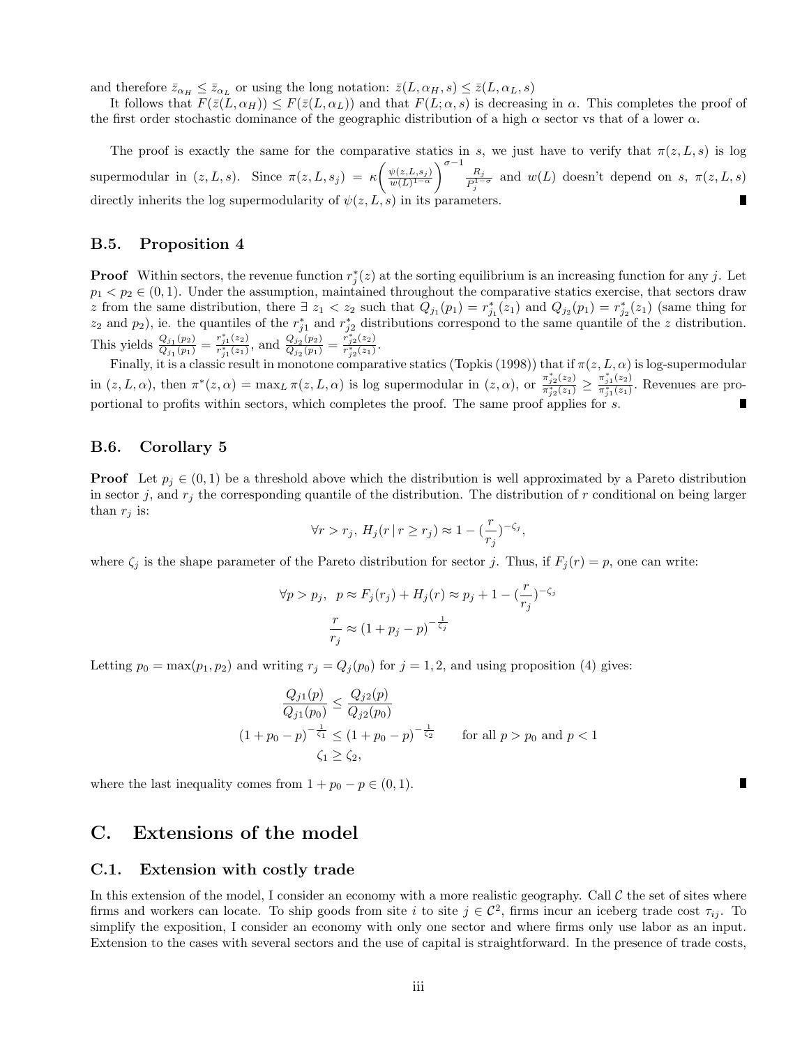and therefore $\bar{z}_{\alpha_H} \leq \bar{z}_{\alpha_L}$ or using the long notation: $\bar{z}(L, \alpha_H, s) \leq \bar{z}(L, \alpha_L, s)$

It follows that $F(\bar{z}(L, \alpha_H)) \leq F(\bar{z}(L, \alpha_L))$ and that $F(L; \alpha, s)$ is decreasing in $\alpha$. This completes the proof of the first order stochastic dominance of the geographic distribution of a high $\alpha$ sector vs that of a lower $\alpha$.

The proof is exactly the same for the comparative statics in $s$, we just have to verify that $\pi(z, L, s)$ is log supermodular in $(z, L, s)$. Since $\pi(z, L, s_j) = \kappa\left(\frac{\psi(z,L,s_j)}{w(L)^{1-\alpha}}\right)^{\sigma-1} \frac{R_j}{P_j^{1-\sigma}}$ and $w(L)$ doesn't depend on $s$, $\pi(z, L, s)$ directly inherits the log supermodularity of $\psi(z, L, s)$ in its parameters. ∎

### B.5. Proposition 4

**Proof** Within sectors, the revenue function $r_j^*(z)$ at the sorting equilibrium is an increasing function for any $j$. Let $p_1 < p_2 \in (0, 1)$. Under the assumption, maintained throughout the comparative statics exercise, that sectors draw $z$ from the same distribution, there $\exists\ z_1 < z_2$ such that $Q_{j_1}(p_1) = r_{j_1}^*(z_1)$ and $Q_{j_2}(p_1) = r_{j_2}^*(z_1)$ (same thing for $z_2$ and $p_2$), ie. the quantiles of the $r_{j1}^*$ and $r_{j2}^*$ distributions correspond to the same quantile of the $z$ distribution. This yields $\frac{Q_{j_1}(p_2)}{Q_{j_1}(p_1)} = \frac{r_{j_1}^*(z_2)}{r_{j_1}^*(z_1)}$, and $\frac{Q_{j_2}(p_2)}{Q_{j_2}(p_1)} = \frac{r_{j_2}^*(z_2)}{r_{j_2}^*(z_1)}$.

Finally, it is a classic result in monotone comparative statics (Topkis (1998)) that if $\pi(z, L, \alpha)$ is log-supermodular in $(z, L, \alpha)$, then $\pi^*(z, \alpha) = \max_L \pi(z, L, \alpha)$ is log supermodular in $(z, \alpha)$, or $\frac{\pi_{j2}^*(z_2)}{\pi_{j2}^*(z_1)} \geq \frac{\pi_{j1}^*(z_2)}{\pi_{j1}^*(z_1)}$. Revenues are proportional to profits within sectors, which completes the proof. The same proof applies for $s$. ∎

### B.6. Corollary 5

**Proof** Let $p_j \in (0, 1)$ be a threshold above which the distribution is well approximated by a Pareto distribution in sector $j$, and $r_j$ the corresponding quantile of the distribution. The distribution of $r$ conditional on being larger than $r_j$ is:

$$\forall r > r_j,\ H_j(r \,|\, r \geq r_j) \approx 1 - (\frac{r}{r_j})^{-\zeta_j},$$

where $\zeta_j$ is the shape parameter of the Pareto distribution for sector $j$. Thus, if $F_j(r) = p$, one can write:

$$\forall p > p_j,\ \ p \approx F_j(r_j) + H_j(r) \approx p_j + 1 - (\frac{r}{r_j})^{-\zeta_j}$$

$$\frac{r}{r_j} \approx (1 + p_j - p)^{-\frac{1}{\zeta_j}}$$

Letting $p_0 = \max(p_1, p_2)$ and writing $r_j = Q_j(p_0)$ for $j = 1, 2$, and using proposition (4) gives:

$$\frac{Q_{j1}(p)}{Q_{j1}(p_0)} \leq \frac{Q_{j2}(p)}{Q_{j2}(p_0)}$$

$$(1 + p_0 - p)^{-\frac{1}{\zeta_1}} \leq (1 + p_0 - p)^{-\frac{1}{\zeta_2}} \qquad \text{for all } p > p_0 \text{ and } p < 1$$

$$\zeta_1 \geq \zeta_2,$$

where the last inequality comes from $1 + p_0 - p \in (0, 1)$. ∎

## C. Extensions of the model

### C.1. Extension with costly trade

In this extension of the model, I consider an economy with a more realistic geography. Call $\mathcal{C}$ the set of sites where firms and workers can locate. To ship goods from site $i$ to site $j \in \mathcal{C}^2$, firms incur an iceberg trade cost $\tau_{ij}$. To simplify the exposition, I consider an economy with only one sector and where firms only use labor as an input. Extension to the cases with several sectors and the use of capital is straightforward. In the presence of trade costs,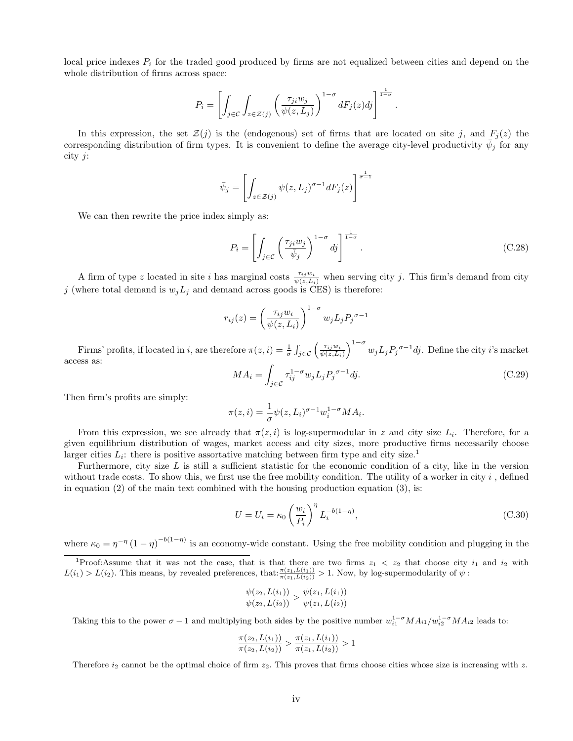local price indexes $P_i$ for the traded good produced by firms are not equalized between cities and depend on the whole distribution of firms across space:

$$P_i = \left[ \int_{j \in \mathcal{C}} \int_{z \in \mathcal{Z}(j)} \left( \frac{\tau_{ji} w_j}{\psi(z, L_j)} \right)^{1-\sigma} dF_j(z) dj \right]^{\frac{1}{1-\sigma}}.$$

In this expression, the set $\mathcal{Z}(j)$ is the (endogenous) set of firms that are located on site $j$, and $F_j(z)$ the corresponding distribution of firm types. It is convenient to define the average city-level productivity $\bar{\psi}_j$ for any city $j$:

$$\bar{\psi}_j = \left[ \int_{z \in \mathcal{Z}(j)} \psi(z, L_j)^{\sigma-1} dF_j(z) \right]^{\frac{1}{\sigma-1}}$$

We can then rewrite the price index simply as:

$$P_i = \left[ \int_{j \in \mathcal{C}} \left( \frac{\tau_{ji} w_j}{\bar{\psi}_j} \right)^{1-\sigma} dj \right]^{\frac{1}{1-\sigma}}. \tag{C.28}$$

A firm of type $z$ located in site $i$ has marginal costs $\frac{\tau_{ij} w_i}{\psi(z, L_i)}$ when serving city $j$. This firm's demand from city $j$ (where total demand is $w_j L_j$ and demand across goods is CES) is therefore:

$$r_{ij}(z) = \left( \frac{\tau_{ij} w_i}{\psi(z, L_i)} \right)^{1-\sigma} w_j L_j {P_j}^{\sigma-1}$$

Firms' profits, if located in $i$, are therefore $\pi(z, i) = \frac{1}{\sigma} \int_{j \in \mathcal{C}} \left( \frac{\tau_{ij} w_i}{\psi(z, L_i)} \right)^{1-\sigma} w_j L_j {P_j}^{\sigma-1} dj$. Define the city $i$'s market access as:

$$MA_i = \int_{j \in \mathcal{C}} \tau_{ij}^{1-\sigma} w_j L_j {P_j}^{\sigma-1} dj. \tag{C.29}$$

Then firm's profits are simply:

$$\pi(z, i) = \frac{1}{\sigma} \psi(z, L_i)^{\sigma-1} w_i^{1-\sigma} MA_i.$$

From this expression, we see already that $\pi(z, i)$ is log-supermodular in $z$ and city size $L_i$. Therefore, for a given equilibrium distribution of wages, market access and city sizes, more productive firms necessarily choose larger cities $L_i$: there is positive assortative matching between firm type and city size.[1]

Furthermore, city size $L$ is still a sufficient statistic for the economic condition of a city, like in the version without trade costs. To show this, we first use the free mobility condition. The utility of a worker in city $i$ , defined in equation (2) of the main text combined with the housing production equation (3), is:

$$U = U_i = \kappa_0 \left( \frac{w_i}{P_i} \right)^{\eta} L_i^{-b(1-\eta)}, \tag{C.30}$$

where $\kappa_0 = \eta^{-\eta} (1-\eta)^{-b(1-\eta)}$ is an economy-wide constant. Using the free mobility condition and plugging in the

[1] Proof:Assume that it was not the case, that is that there are two firms $z_1 < z_2$ that choose city $i_1$ and $i_2$ with $L(i_1) > L(i_2)$. This means, by revealed preferences, that: $\frac{\pi(z_1, L(i_1))}{\pi(z_1, L(i_2))} > 1$. Now, by log-supermodularity of $\psi$ :

$$\frac{\psi(z_2, L(i_1))}{\psi(z_2, L(i_2))} > \frac{\psi(z_1, L(i_1))}{\psi(z_1, L(i_2))}$$

Taking this to the power $\sigma - 1$ and multiplying both sides by the positive number $w_{i1}^{1-\sigma} MA_{i1} / w_{i2}^{1-\sigma} MA_{i2}$ leads to:

$$\frac{\pi(z_2, L(i_1))}{\pi(z_2, L(i_2))} > \frac{\pi(z_1, L(i_1))}{\pi(z_1, L(i_2))} > 1$$

Therefore $i_2$ cannot be the optimal choice of firm $z_2$. This proves that firms choose cities whose size is increasing with $z$.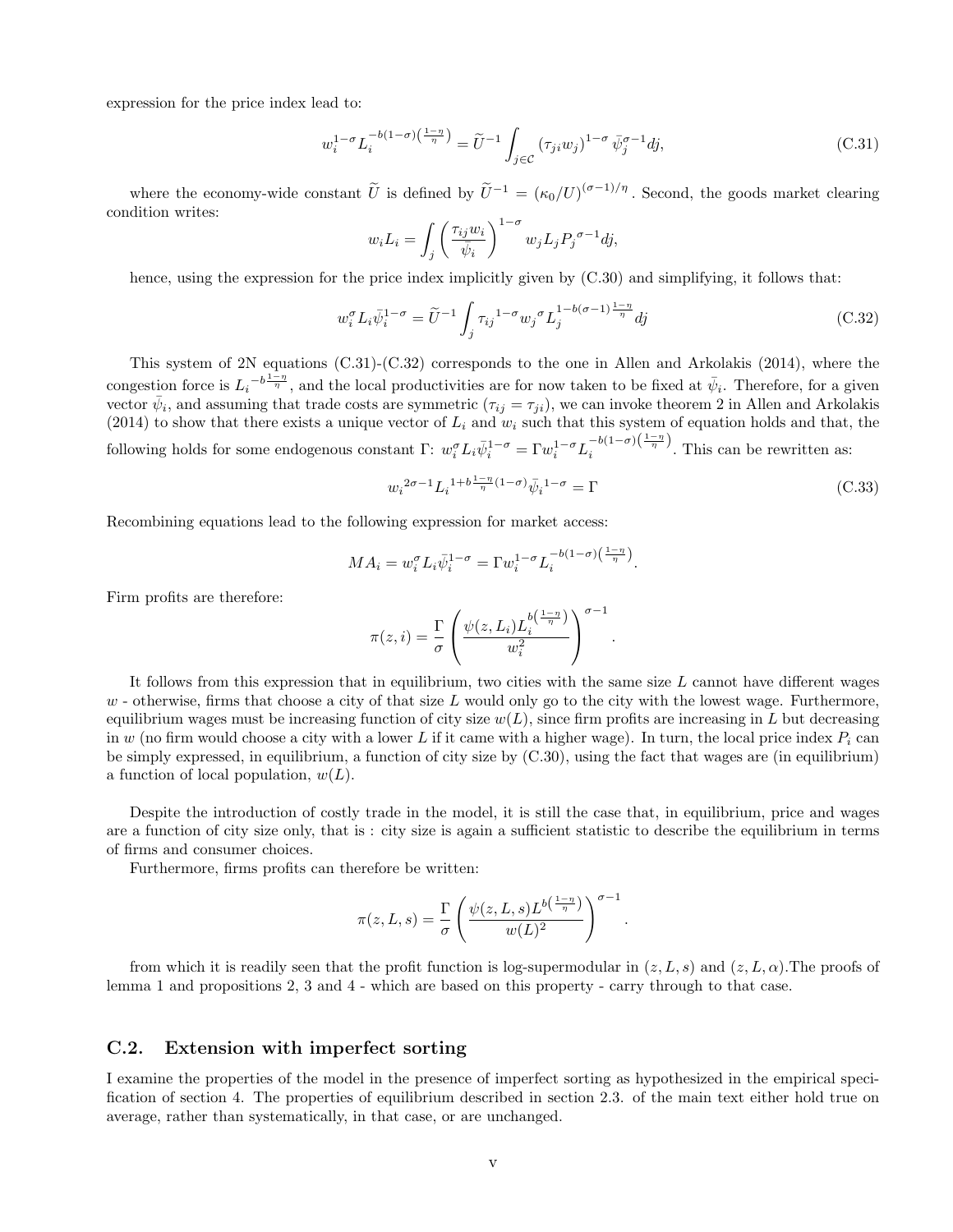expression for the price index lead to:

$$w_i^{1-\sigma} L_i^{-b(1-\sigma)\left(\frac{1-\eta}{\eta}\right)} = \widetilde{U}^{-1} \int_{j \in \mathcal{C}} (\tau_{ji} w_j)^{1-\sigma} \bar{\psi}_j^{\sigma-1} dj, \tag{C.31}$$

where the economy-wide constant $\widetilde{U}$ is defined by $\widetilde{U}^{-1} = (\kappa_0/U)^{(\sigma-1)/\eta}$. Second, the goods market clearing condition writes:

$$w_i L_i = \int_j \left( \frac{\tau_{ij} w_i}{\psi_i} \right)^{1-\sigma} w_j L_j {P_j}^{\sigma-1} dj,$$

hence, using the expression for the price index implicitly given by (C.30) and simplifying, it follows that:

$$w_i^{\sigma} L_i \bar{\psi}_i^{1-\sigma} = \widetilde{U}^{-1} \int_j {\tau_{ij}}^{1-\sigma} {w_j}^{\sigma} L_j^{1-b(\sigma-1)\frac{1-\eta}{\eta}} dj \tag{C.32}$$

This system of 2N equations (C.31)-(C.32) corresponds to the one in Allen and Arkolakis (2014), where the congestion force is ${L_i}^{-b\frac{1-\eta}{\eta}}$, and the local productivities are for now taken to be fixed at $\bar{\psi}_i$. Therefore, for a given vector $\bar{\psi}_i$, and assuming that trade costs are symmetric ($\tau_{ij} = \tau_{ji}$), we can invoke theorem 2 in Allen and Arkolakis (2014) to show that there exists a unique vector of $L_i$ and $w_i$ such that this system of equation holds and that, the following holds for some endogenous constant $\Gamma$: $w_i^{\sigma} L_i \bar{\psi}_i^{1-\sigma} = \Gamma w_i^{1-\sigma} L_i^{-b(1-\sigma)\left(\frac{1-\eta}{\eta}\right)}$. This can be rewritten as:

$${w_i}^{2\sigma-1} {L_i}^{1+b\frac{1-\eta}{\eta}(1-\sigma)} {\bar{\psi}_i}^{1-\sigma} = \Gamma \tag{C.33}$$

Recombining equations lead to the following expression for market access:

$$MA_i = w_i^{\sigma} L_i \bar{\psi}_i^{1-\sigma} = \Gamma w_i^{1-\sigma} L_i^{-b(1-\sigma)\left(\frac{1-\eta}{\eta}\right)}.$$

Firm profits are therefore:

$$\pi(z, i) = \frac{\Gamma}{\sigma} \left( \frac{\psi(z, L_i) L_i^{b\left(\frac{1-\eta}{\eta}\right)}}{w_i^2} \right)^{\sigma-1}.$$

It follows from this expression that in equilibrium, two cities with the same size $L$ cannot have different wages $w$ - otherwise, firms that choose a city of that size $L$ would only go to the city with the lowest wage. Furthermore, equilibrium wages must be increasing function of city size $w(L)$, since firm profits are increasing in $L$ but decreasing in $w$ (no firm would choose a city with a lower $L$ if it came with a higher wage). In turn, the local price index $P_i$ can be simply expressed, in equilibrium, a function of city size by (C.30), using the fact that wages are (in equilibrium) a function of local population, $w(L)$.

Despite the introduction of costly trade in the model, it is still the case that, in equilibrium, price and wages are a function of city size only, that is : city size is again a sufficient statistic to describe the equilibrium in terms of firms and consumer choices.

Furthermore, firms profits can therefore be written:

$$\pi(z, L, s) = \frac{\Gamma}{\sigma} \left( \frac{\psi(z, L, s) L^{b\left(\frac{1-\eta}{\eta}\right)}}{w(L)^2} \right)^{\sigma-1}.$$

from which it is readily seen that the profit function is log-supermodular in $(z, L, s)$ and $(z, L, \alpha)$.The proofs of lemma 1 and propositions 2, 3 and 4 - which are based on this property - carry through to that case.

## C.2. Extension with imperfect sorting

I examine the properties of the model in the presence of imperfect sorting as hypothesized in the empirical specification of section 4. The properties of equilibrium described in section 2.3. of the main text either hold true on average, rather than systematically, in that case, or are unchanged.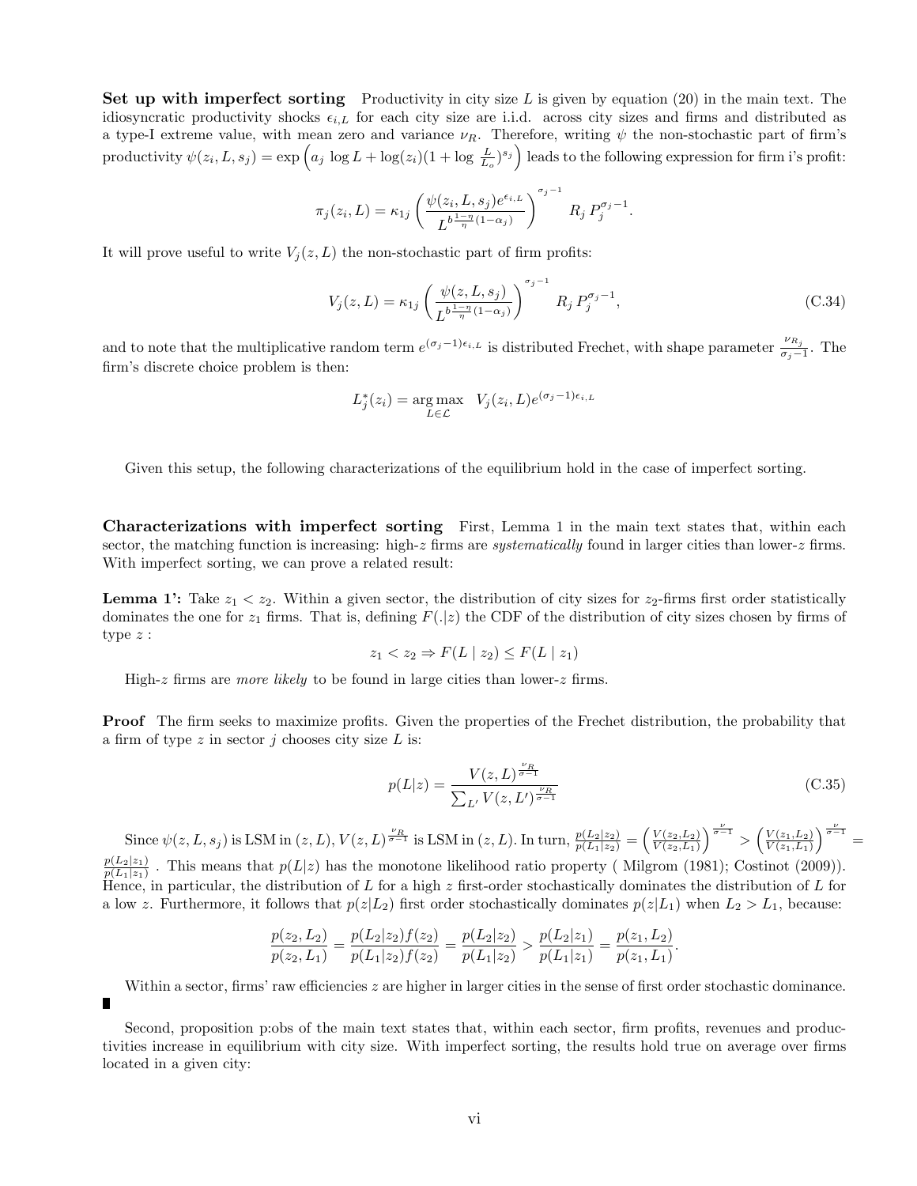**Set up with imperfect sorting** Productivity in city size $L$ is given by equation (20) in the main text. The idiosyncratic productivity shocks $\epsilon_{i,L}$ for each city size are i.i.d. across city sizes and firms and distributed as a type-I extreme value, with mean zero and variance $\nu_R$. Therefore, writing $\psi$ the non-stochastic part of firm's productivity $\psi(z_i, L, s_j) = \exp\left(a_j \log L + \log(z_i)(1 + \log \frac{L}{L_o})^{s_j}\right)$ leads to the following expression for firm i's profit:

$$\pi_j(z_i, L) = \kappa_{1j} \left( \frac{\psi(z_i, L, s_j) e^{\epsilon_{i,L}}}{L^{b\frac{1-\eta}{\eta}(1-\alpha_j)}} \right)^{\sigma_j - 1} R_j P_j^{\sigma_j - 1}.$$

It will prove useful to write $V_j(z, L)$ the non-stochastic part of firm profits:

$$V_j(z, L) = \kappa_{1j} \left( \frac{\psi(z, L, s_j)}{L^{b\frac{1-\eta}{\eta}(1-\alpha_j)}} \right)^{\sigma_j - 1} R_j P_j^{\sigma_j - 1}, \tag{C.34}$$

and to note that the multiplicative random term $e^{(\sigma_j - 1)\epsilon_{i,L}}$ is distributed Frechet, with shape parameter $\frac{\nu_{R_j}}{\sigma_j - 1}$. The firm's discrete choice problem is then:

$$L_j^*(z_i) = \underset{L \in \mathcal{L}}{\arg\max} \quad V_j(z_i, L) e^{(\sigma_j - 1)\epsilon_{i,L}}$$

Given this setup, the following characterizations of the equilibrium hold in the case of imperfect sorting.

**Characterizations with imperfect sorting** First, Lemma 1 in the main text states that, within each sector, the matching function is increasing: high-$z$ firms are *systematically* found in larger cities than lower-$z$ firms. With imperfect sorting, we can prove a related result:

**Lemma 1':** Take $z_1 < z_2$. Within a given sector, the distribution of city sizes for $z_2$-firms first order statistically dominates the one for $z_1$ firms. That is, defining $F(.|z)$ the CDF of the distribution of city sizes chosen by firms of type $z$ :

$$z_1 < z_2 \Rightarrow F(L \mid z_2) \leq F(L \mid z_1)$$

High-$z$ firms are *more likely* to be found in large cities than lower-$z$ firms.

**Proof** The firm seeks to maximize profits. Given the properties of the Frechet distribution, the probability that a firm of type $z$ in sector $j$ chooses city size $L$ is:

$$p(L|z) = \frac{V(z, L)^{\frac{\nu_R}{\sigma - 1}}}{\sum_{L'} V(z, L')^{\frac{\nu_R}{\sigma - 1}}} \tag{C.35}$$

Since $\psi(z, L, s_j)$ is LSM in $(z, L)$, $V(z, L)^{\frac{\nu_R}{\sigma - 1}}$ is LSM in $(z, L)$. In turn, $\frac{p(L_2|z_2)}{p(L_1|z_2)} = \left(\frac{V(z_2, L_2)}{V(z_2, L_1)}\right)^{\frac{\nu}{\sigma - 1}} > \left(\frac{V(z_1, L_2)}{V(z_1, L_1)}\right)^{\frac{\nu}{\sigma - 1}} = \frac{p(L_2|z_1)}{p(L_1|z_1)}$ . This means that $p(L|z)$ has the monotone likelihood ratio property ( Milgrom (1981); Costinot (2009)). Hence, in particular, the distribution of $L$ for a high $z$ first-order stochastically dominates the distribution of $L$ for a low $z$. Furthermore, it follows that $p(z|L_2)$ first order stochastically dominates $p(z|L_1)$ when $L_2 > L_1$, because:

$$\frac{p(z_2, L_2)}{p(z_2, L_1)} = \frac{p(L_2|z_2) f(z_2)}{p(L_1|z_2) f(z_2)} = \frac{p(L_2|z_2)}{p(L_1|z_2)} > \frac{p(L_2|z_1)}{p(L_1|z_1)} = \frac{p(z_1, L_2)}{p(z_1, L_1)}.$$

Within a sector, firms' raw efficiencies $z$ are higher in larger cities in the sense of first order stochastic dominance.
∎

Second, proposition p:obs of the main text states that, within each sector, firm profits, revenues and productivities increase in equilibrium with city size. With imperfect sorting, the results hold true on average over firms located in a given city: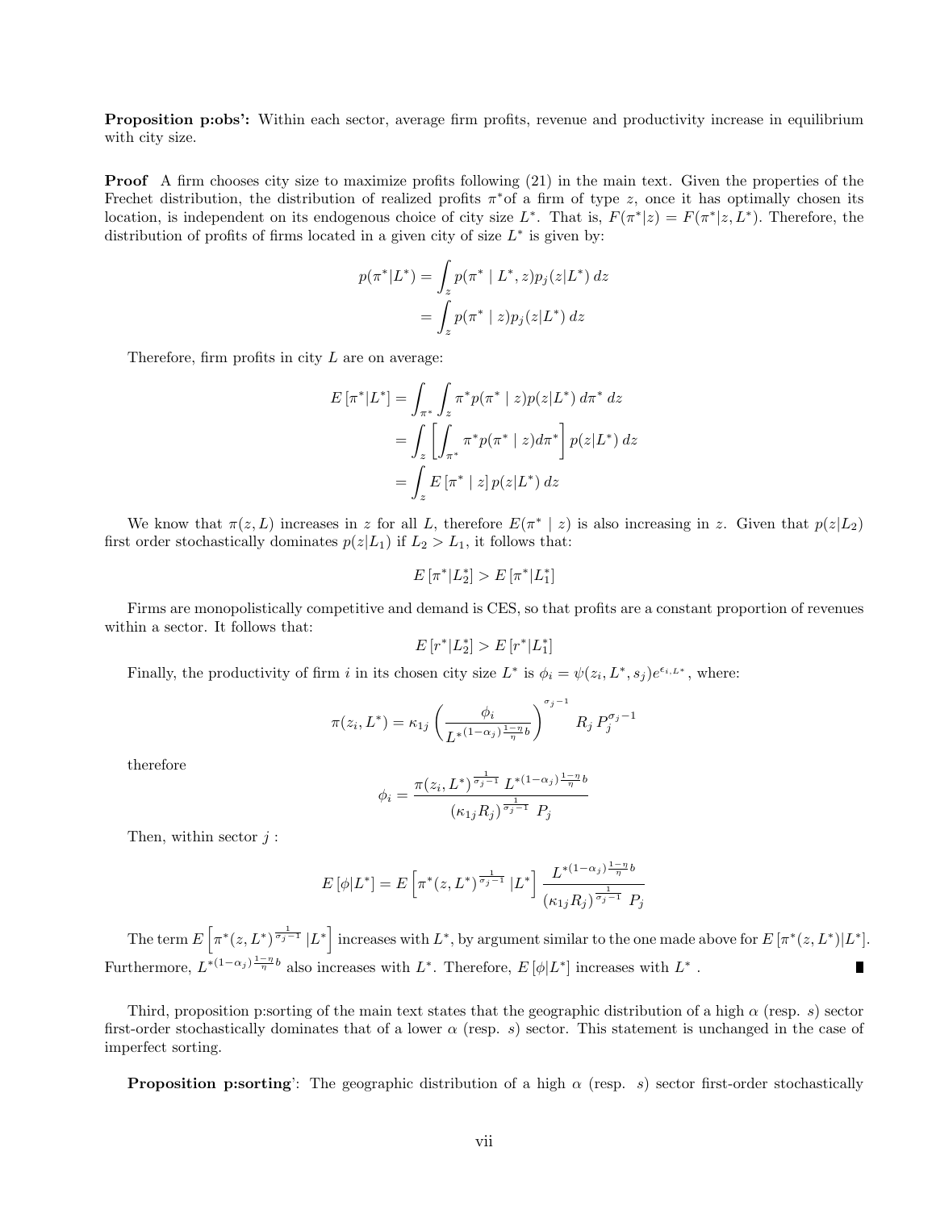**Proposition p:obs':** Within each sector, average firm profits, revenue and productivity increase in equilibrium with city size.

**Proof** A firm chooses city size to maximize profits following (21) in the main text. Given the properties of the Frechet distribution, the distribution of realized profits $\pi^*$of a firm of type $z$, once it has optimally chosen its location, is independent on its endogenous choice of city size $L^*$. That is, $F(\pi^*|z) = F(\pi^*|z, L^*)$. Therefore, the distribution of profits of firms located in a given city of size $L^*$ is given by:

$$
\begin{aligned}
p(\pi^*|L^*) &= \int_z p(\pi^* \mid L^*, z) p_j(z|L^*)\, dz \\
&= \int_z p(\pi^* \mid z) p_j(z|L^*)\, dz
\end{aligned}
$$

Therefore, firm profits in city $L$ are on average:

$$
\begin{aligned}
E\left[\pi^*|L^*\right] &= \int_{\pi^*} \int_z \pi^* p(\pi^* \mid z) p(z|L^*)\, d\pi^*\, dz \\
&= \int_z \left[\int_{\pi^*} \pi^* p(\pi^* \mid z) d\pi^*\right] p(z|L^*)\, dz \\
&= \int_z E\left[\pi^* \mid z\right] p(z|L^*)\, dz
\end{aligned}
$$

We know that $\pi(z, L)$ increases in $z$ for all $L$, therefore $E(\pi^* \mid z)$ is also increasing in $z$. Given that $p(z|L_2)$ first order stochastically dominates $p(z|L_1)$ if $L_2 > L_1$, it follows that:

$$
E\left[\pi^*|L_2^*\right] > E\left[\pi^*|L_1^*\right]
$$

Firms are monopolistically competitive and demand is CES, so that profits are a constant proportion of revenues within a sector. It follows that:

$$
E\left[r^*|L_2^*\right] > E\left[r^*|L_1^*\right]
$$

Finally, the productivity of firm $i$ in its chosen city size $L^*$ is $\phi_i = \psi(z_i, L^*, s_j) e^{\epsilon_{i,L^*}}$, where:

$$
\pi(z_i, L^*) = \kappa_{1j} \left(\frac{\phi_i}{L^{*(1-\alpha_j)\frac{1-\eta}{\eta}b}}\right)^{\sigma_j - 1} R_j\, P_j^{\sigma_j - 1}
$$

therefore

$$
\phi_i = \frac{\pi(z_i, L^*)^{\frac{1}{\sigma_j - 1}}\, L^{*(1-\alpha_j)\frac{1-\eta}{\eta}b}}{(\kappa_{1j} R_j)^{\frac{1}{\sigma_j - 1}}\, P_j}
$$

Then, within sector $j$ :

$$
E\left[\phi|L^*\right] = E\left[\pi^*(z, L^*)^{\frac{1}{\sigma_j - 1}}\, |L^*\right] \frac{L^{*(1-\alpha_j)\frac{1-\eta}{\eta}b}}{(\kappa_{1j} R_j)^{\frac{1}{\sigma_j - 1}}\, P_j}
$$

The term $E\left[\pi^*(z, L^*)^{\frac{1}{\sigma_j - 1}}\, |L^*\right]$ increases with $L^*$, by argument similar to the one made above for $E\left[\pi^*(z, L^*)|L^*\right]$. Furthermore, $L^{*(1-\alpha_j)\frac{1-\eta}{\eta}b}$ also increases with $L^*$. Therefore, $E\left[\phi|L^*\right]$ increases with $L^*$ . ∎

Third, proposition p:sorting of the main text states that the geographic distribution of a high $\alpha$ (resp. $s$) sector first-order stochastically dominates that of a lower $\alpha$ (resp. $s$) sector. This statement is unchanged in the case of imperfect sorting.

**Proposition p:sorting'**: The geographic distribution of a high $\alpha$ (resp. $s$) sector first-order stochastically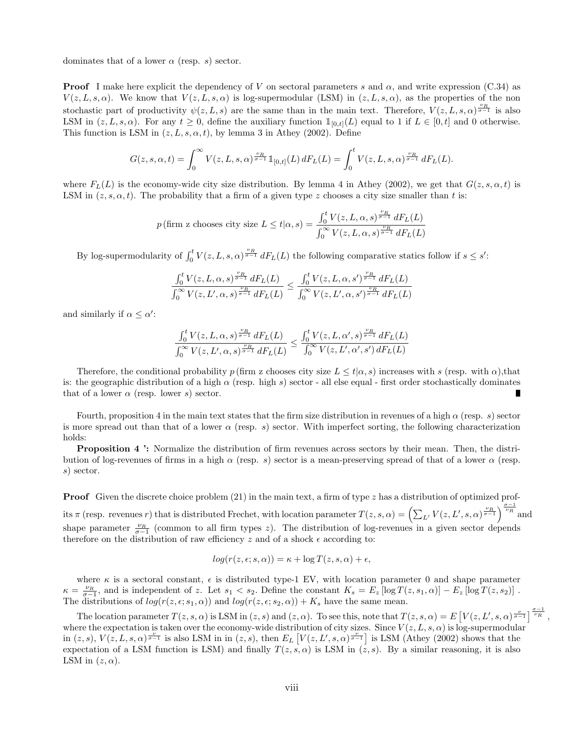dominates that of a lower $\alpha$ (resp. $s$) sector.

**Proof** I make here explicit the dependency of $V$ on sectoral parameters $s$ and $\alpha$, and write expression (C.34) as $V(z, L, s, \alpha)$. We know that $V(z, L, s, \alpha)$ is log-supermodular (LSM) in $(z, L, s, \alpha)$, as the properties of the non stochastic part of productivity $\psi(z, L, s)$ are the same than in the main text. Therefore, $V(z, L, s, \alpha)^{\frac{\nu_R}{\sigma-1}}$ is also LSM in $(z, L, s, \alpha)$. For any $t \geq 0$, define the auxiliary function $\mathbb{1}_{[0,t]}(L)$ equal to 1 if $L \in [0, t]$ and 0 otherwise. This function is LSM in $(z, L, s, \alpha, t)$, by lemma 3 in Athey (2002). Define

$$G(z, s, \alpha, t) = \int_0^\infty V(z, L, s, \alpha)^{\frac{\nu_R}{\sigma-1}} \mathbb{1}_{[0,t]}(L)\, dF_L(L) = \int_0^t V(z, L, s, \alpha)^{\frac{\nu_R}{\sigma-1}}\, dF_L(L).$$

where $F_L(L)$ is the economy-wide city size distribution. By lemma 4 in Athey (2002), we get that $G(z, s, \alpha, t)$ is LSM in $(z, s, \alpha, t)$. The probability that a firm of a given type $z$ chooses a city size smaller than $t$ is:

$$p\,(\text{firm z chooses city size } L \leq t|\alpha, s) = \frac{\int_0^t V(z, L, \alpha, s)^{\frac{\nu_R}{\sigma-1}}\, dF_L(L)}{\int_0^\infty V(z, L, \alpha, s)^{\frac{\nu_R}{\sigma-1}}\, dF_L(L)}$$

By log-supermodularity of $\int_0^t V(z, L, s, \alpha)^{\frac{\nu_R}{\sigma-1}}\, dF_L(L)$ the following comparative statics follow if $s \leq s'$:

$$\frac{\int_0^t V(z, L, \alpha, s)^{\frac{\nu_R}{\sigma-1}}\, dF_L(L)}{\int_0^\infty V(z, L', \alpha, s)^{\frac{\nu_R}{\sigma-1}}\, dF_L(L)} \leq \frac{\int_0^t V(z, L, \alpha, s')^{\frac{\nu_R}{\sigma-1}}\, dF_L(L)}{\int_0^\infty V(z, L', \alpha, s')^{\frac{\nu_R}{\sigma-1}}\, dF_L(L)}$$

and similarly if $\alpha \leq \alpha'$:

$$\frac{\int_0^t V(z, L, \alpha, s)^{\frac{\nu_R}{\sigma-1}}\, dF_L(L)}{\int_0^\infty V(z, L', \alpha, s)^{\frac{\nu_R}{\sigma-1}}\, dF_L(L)} \leq \frac{\int_0^t V(z, L, \alpha', s)^{\frac{\nu_R}{\sigma-1}}\, dF_L(L)}{\int_0^\infty V(z, L', \alpha', s')\, dF_L(L)}$$

Therefore, the conditional probability $p\,(\text{firm z chooses city size } L \leq t|\alpha, s)$ increases with $s$ (resp. with $\alpha$),that is: the geographic distribution of a high $\alpha$ (resp. high $s$) sector - all else equal - first order stochastically dominates that of a lower $\alpha$ (resp. lower $s$) sector. ∎

Fourth, proposition 4 in the main text states that the firm size distribution in revenues of a high $\alpha$ (resp. $s$) sector is more spread out than that of a lower $\alpha$ (resp. $s$) sector. With imperfect sorting, the following characterization holds:

**Proposition 4 ':** Normalize the distribution of firm revenues across sectors by their mean. Then, the distribution of log-revenues of firms in a high $\alpha$ (resp. $s$) sector is a mean-preserving spread of that of a lower $\alpha$ (resp. $s$) sector.

**Proof** Given the discrete choice problem (21) in the main text, a firm of type $z$ has a distribution of optimized profits $\pi$ (resp. revenues $r$) that is distributed Frechet, with location parameter $T(z, s, \alpha) = \left(\sum_{L'} V(z, L', s, \alpha)^{\frac{\nu_R}{\sigma-1}}\right)^{\frac{\sigma-1}{\nu_R}}$ and shape parameter $\frac{\nu_R}{\sigma-1}$ (common to all firm types $z$). The distribution of log-revenues in a given sector depends therefore on the distribution of raw efficiency $z$ and of a shock $\epsilon$ according to:

$$log(r(z, \epsilon; s, \alpha)) = \kappa + \log T(z, s, \alpha) + \epsilon,$$

where $\kappa$ is a sectoral constant, $\epsilon$ is distributed type-1 EV, with location parameter 0 and shape parameter $\kappa = \frac{\nu_R}{\sigma-1}$, and is independent of $z$. Let $s_1 < s_2$. Define the constant $K_s = E_z\left[\log T(z, s_1, \alpha)\right] - E_z\left[\log T(z, s_2)\right]$. The distributions of $log(r(z, \epsilon; s_1, \alpha))$ and $log(r(z, \epsilon; s_2, \alpha)) + K_s$ have the same mean.

The location parameter $T(z, s, \alpha)$ is LSM in $(z, s)$ and $(z, \alpha)$. To see this, note that $T(z, s, \alpha) = E\left[V(z, L', s, \alpha)^{\frac{\nu}{\sigma-1}}\right]^{\frac{\sigma-1}{\nu_R}}$, where the expectation is taken over the economy-wide distribution of city sizes. Since $V(z, L, s, \alpha)$ is log-supermodular in $(z, s)$, $V(z, L, s, \alpha)^{\frac{\nu}{\sigma-1}}$ is also LSM in in $(z, s)$, then $E_L\left[V(z, L', s, \alpha)^{\frac{\nu}{\sigma-1}}\right]$ is LSM (Athey (2002) shows that the expectation of a LSM function is LSM) and finally $T(z, s, \alpha)$ is LSM in $(z, s)$. By a similar reasoning, it is also LSM in $(z, \alpha)$.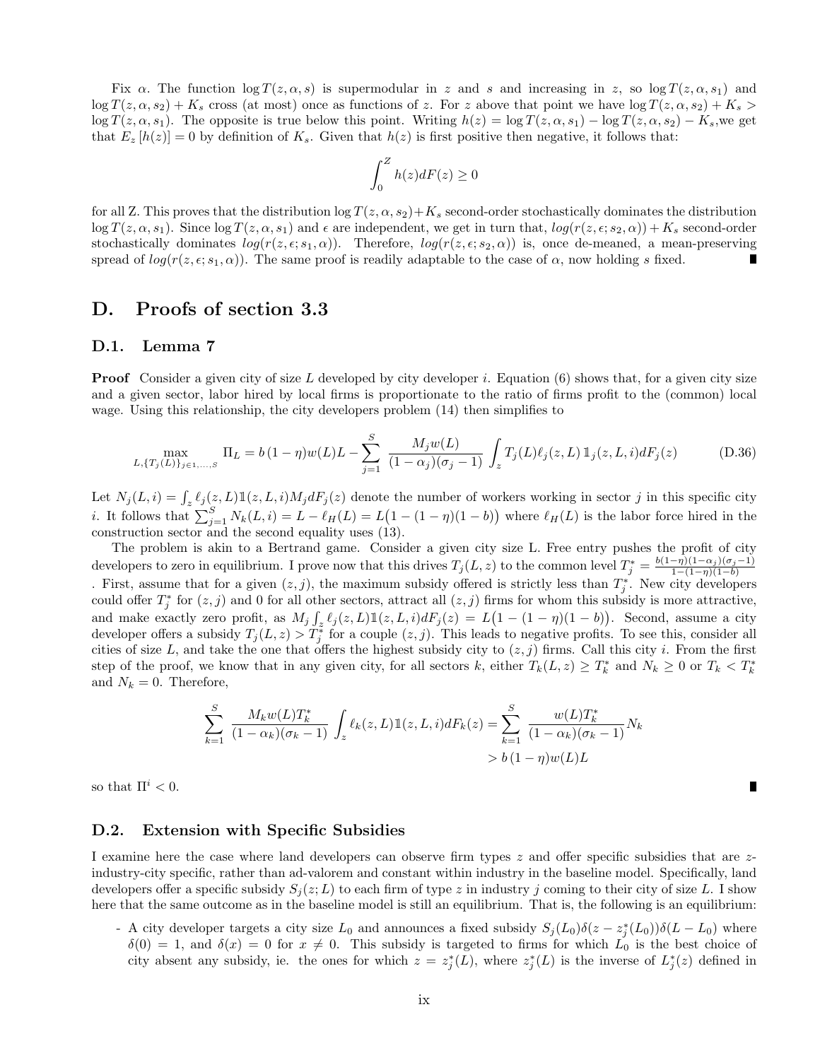Fix $\alpha$. The function $\log T(z, \alpha, s)$ is supermodular in $z$ and $s$ and increasing in $z$, so $\log T(z, \alpha, s_1)$ and $\log T(z, \alpha, s_2) + K_s$ cross (at most) once as functions of $z$. For $z$ above that point we have $\log T(z, \alpha, s_2) + K_s > \log T(z, \alpha, s_1)$. The opposite is true below this point. Writing $h(z) = \log T(z, \alpha, s_1) - \log T(z, \alpha, s_2) - K_s$,we get that $E_z[h(z)] = 0$ by definition of $K_s$. Given that $h(z)$ is first positive then negative, it follows that:

$$\int_0^Z h(z) dF(z) \geq 0$$

for all Z. This proves that the distribution $\log T(z, \alpha, s_2) + K_s$ second-order stochastically dominates the distribution $\log T(z, \alpha, s_1)$. Since $\log T(z, \alpha, s_1)$ and $\epsilon$ are independent, we get in turn that, $log(r(z, \epsilon; s_2, \alpha)) + K_s$ second-order stochastically dominates $log(r(z, \epsilon; s_1, \alpha))$. Therefore, $log(r(z, \epsilon; s_2, \alpha))$ is, once de-meaned, a mean-preserving spread of $log(r(z, \epsilon; s_1, \alpha))$. The same proof is readily adaptable to the case of $\alpha$, now holding $s$ fixed. ∎

## D. Proofs of section 3.3

### D.1. Lemma 7

**Proof** Consider a given city of size $L$ developed by city developer $i$. Equation (6) shows that, for a given city size and a given sector, labor hired by local firms is proportionate to the ratio of firms profit to the (common) local wage. Using this relationship, the city developers problem (14) then simplifies to

$$\max_{L, \{T_j(L)\}_{j \in 1,...,S}} \Pi_L = b(1-\eta) w(L) L - \sum_{j=1}^{S} \frac{M_j w(L)}{(1-\alpha_j)(\sigma_j - 1)} \int_z T_j(L) \ell_j(z, L) \, \mathbb{1}_j(z, L, i) dF_j(z) \tag{D.36}$$

Let $N_j(L, i) = \int_z \ell_j(z, L) \mathbb{1}(z, L, i) M_j dF_j(z)$ denote the number of workers working in sector $j$ in this specific city $i$. It follows that $\sum_{j=1}^{S} N_k(L, i) = L - \ell_H(L) = L\big(1 - (1-\eta)(1-b)\big)$ where $\ell_H(L)$ is the labor force hired in the construction sector and the second equality uses (13).

The problem is akin to a Bertrand game. Consider a given city size L. Free entry pushes the profit of city developers to zero in equilibrium. I prove now that this drives $T_j(L, z)$ to the common level $T_j^* = \frac{b(1-\eta)(1-\alpha_j)(\sigma_j - 1)}{1-(1-\eta)(1-b)}$. First, assume that for a given $(z, j)$, the maximum subsidy offered is strictly less than $T_j^*$. New city developers could offer $T_j^*$ for $(z, j)$ and 0 for all other sectors, attract all $(z, j)$ firms for whom this subsidy is more attractive, and make exactly zero profit, as $M_j \int_z \ell_j(z, L) \mathbb{1}(z, L, i) dF_j(z) = L\big(1 - (1-\eta)(1-b)\big)$. Second, assume a city developer offers a subsidy $T_j(L, z) > T_j^*$ for a couple $(z, j)$. This leads to negative profits. To see this, consider all cities of size $L$, and take the one that offers the highest subsidy city to $(z, j)$ firms. Call this city $i$. From the first step of the proof, we know that in any given city, for all sectors $k$, either $T_k(L, z) \geq T_k^*$ and $N_k \geq 0$ or $T_k < T_k^*$ and $N_k = 0$. Therefore,

$$\begin{aligned}\sum_{k=1}^{S} \frac{M_k w(L) T_k^*}{(1-\alpha_k)(\sigma_k - 1)} \int_z \ell_k(z, L) \mathbb{1}(z, L, i) dF_k(z) &= \sum_{k=1}^{S} \frac{w(L) T_k^*}{(1-\alpha_k)(\sigma_k - 1)} N_k \\ &> b(1-\eta) w(L) L\end{aligned}$$

so that $\Pi^i < 0$. ∎

### D.2. Extension with Specific Subsidies

I examine here the case where land developers can observe firm types $z$ and offer specific subsidies that are $z$-industry-city specific, rather than ad-valorem and constant within industry in the baseline model. Specifically, land developers offer a specific subsidy $S_j(z; L)$ to each firm of type $z$ in industry $j$ coming to their city of size $L$. I show here that the same outcome as in the baseline model is still an equilibrium. That is, the following is an equilibrium:

- A city developer targets a city size $L_0$ and announces a fixed subsidy $S_j(L_0)\delta(z - z_j^*(L_0))\delta(L - L_0)$ where $\delta(0) = 1$, and $\delta(x) = 0$ for $x \neq 0$. This subsidy is targeted to firms for which $L_0$ is the best choice of city absent any subsidy, ie. the ones for which $z = z_j^*(L)$, where $z_j^*(L)$ is the inverse of $L_j^*(z)$ defined in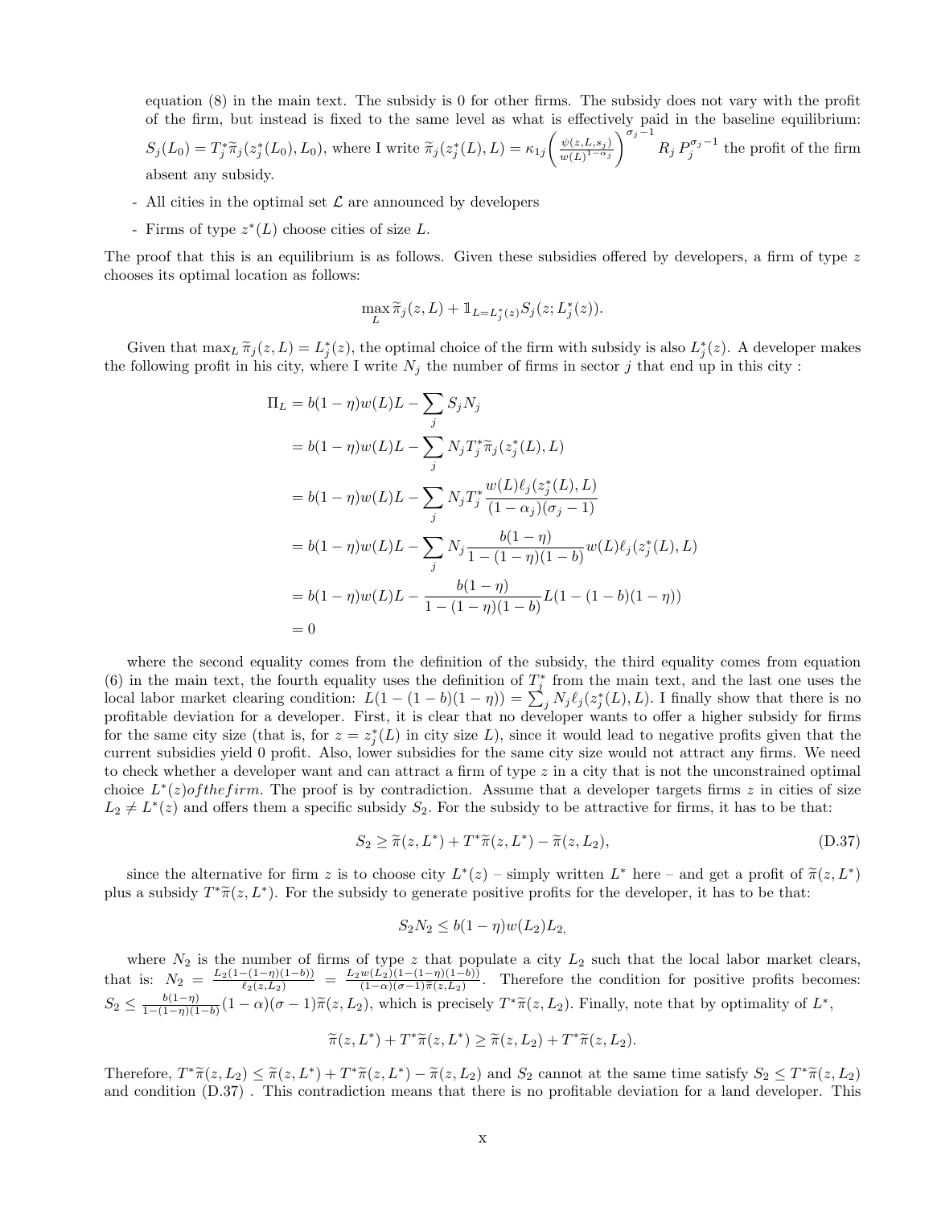equation (8) in the main text. The subsidy is 0 for other firms. The subsidy does not vary with the profit of the firm, but instead is fixed to the same level as what is effectively paid in the baseline equilibrium: $S_j(L_0) = T_j^* \widetilde{\pi}_j(z_j^*(L_0), L_0)$, where I write $\widetilde{\pi}_j(z_j^*(L), L) = \kappa_{1j}\left(\frac{\psi(z,L,s_j)}{w(L)^{1-\alpha_j}}\right)^{\sigma_j - 1} R_j\, P_j^{\sigma_j - 1}$ the profit of the firm absent any subsidy.

- All cities in the optimal set $\mathcal{L}$ are announced by developers
- Firms of type $z^*(L)$ choose cities of size $L$.

The proof that this is an equilibrium is as follows. Given these subsidies offered by developers, a firm of type $z$ chooses its optimal location as follows:

$$\max_L \widetilde{\pi}_j(z, L) + \mathbb{1}_{L = L_j^*(z)} S_j(z; L_j^*(z)).$$

Given that $\max_L \widetilde{\pi}_j(z, L) = L_j^*(z)$, the optimal choice of the firm with subsidy is also $L_j^*(z)$. A developer makes the following profit in his city, where I write $N_j$ the number of firms in sector $j$ that end up in this city :

$$\begin{aligned}
\Pi_L &= b(1-\eta)w(L)L - \sum_j S_j N_j \\
&= b(1-\eta)w(L)L - \sum_j N_j T_j^* \widetilde{\pi}_j(z_j^*(L), L) \\
&= b(1-\eta)w(L)L - \sum_j N_j T_j^* \frac{w(L)\ell_j(z_j^*(L), L)}{(1-\alpha_j)(\sigma_j - 1)} \\
&= b(1-\eta)w(L)L - \sum_j N_j \frac{b(1-\eta)}{1-(1-\eta)(1-b)} w(L)\ell_j(z_j^*(L), L) \\
&= b(1-\eta)w(L)L - \frac{b(1-\eta)}{1-(1-\eta)(1-b)} L(1-(1-b)(1-\eta)) \\
&= 0
\end{aligned}$$

where the second equality comes from the definition of the subsidy, the third equality comes from equation (6) in the main text, the fourth equality uses the definition of $T_j^*$ from the main text, and the last one uses the local labor market clearing condition: $L(1-(1-b)(1-\eta)) = \sum_j N_j \ell_j(z_j^*(L), L)$. I finally show that there is no profitable deviation for a developer. First, it is clear that no developer wants to offer a higher subsidy for firms for the same city size (that is, for $z = z_j^*(L)$ in city size $L$), since it would lead to negative profits given that the current subsidies yield 0 profit. Also, lower subsidies for the same city size would not attract any firms. We need to check whether a developer want and can attract a firm of type $z$ in a city that is not the unconstrained optimal choice $L^*(z) of the firm$. The proof is by contradiction. Assume that a developer targets firms $z$ in cities of size $L_2 \neq L^*(z)$ and offers them a specific subsidy $S_2$. For the subsidy to be attractive for firms, it has to be that:

$$S_2 \geq \widetilde{\pi}(z, L^*) + T^* \widetilde{\pi}(z, L^*) - \widetilde{\pi}(z, L_2), \tag{D.37}$$

since the alternative for firm $z$ is to choose city $L^*(z)$ – simply written $L^*$ here – and get a profit of $\widetilde{\pi}(z, L^*)$ plus a subsidy $T^*\widetilde{\pi}(z, L^*)$. For the subsidy to generate positive profits for the developer, it has to be that:

$$S_2 N_2 \leq b(1-\eta)w(L_2)L_2,$$

where $N_2$ is the number of firms of type $z$ that populate a city $L_2$ such that the local labor market clears, that is: $N_2 = \frac{L_2(1-(1-\eta)(1-b))}{\ell_2(z, L_2)} = \frac{L_2 w(L_2)(1-(1-\eta)(1-b))}{(1-\alpha)(\sigma-1)\widetilde{\pi}(z, L_2)}$. Therefore the condition for positive profits becomes: $S_2 \leq \frac{b(1-\eta)}{1-(1-\eta)(1-b)}(1-\alpha)(\sigma-1)\widetilde{\pi}(z, L_2)$, which is precisely $T^*\widetilde{\pi}(z, L_2)$. Finally, note that by optimality of $L^*$,

$$\widetilde{\pi}(z, L^*) + T^*\widetilde{\pi}(z, L^*) \geq \widetilde{\pi}(z, L_2) + T^*\widetilde{\pi}(z, L_2).$$

Therefore, $T^*\widetilde{\pi}(z, L_2) \leq \widetilde{\pi}(z, L^*) + T^*\widetilde{\pi}(z, L^*) - \widetilde{\pi}(z, L_2)$ and $S_2$ cannot at the same time satisfy $S_2 \leq T^*\widetilde{\pi}(z, L_2)$ and condition (D.37) . This contradiction means that there is no profitable deviation for a land developer. This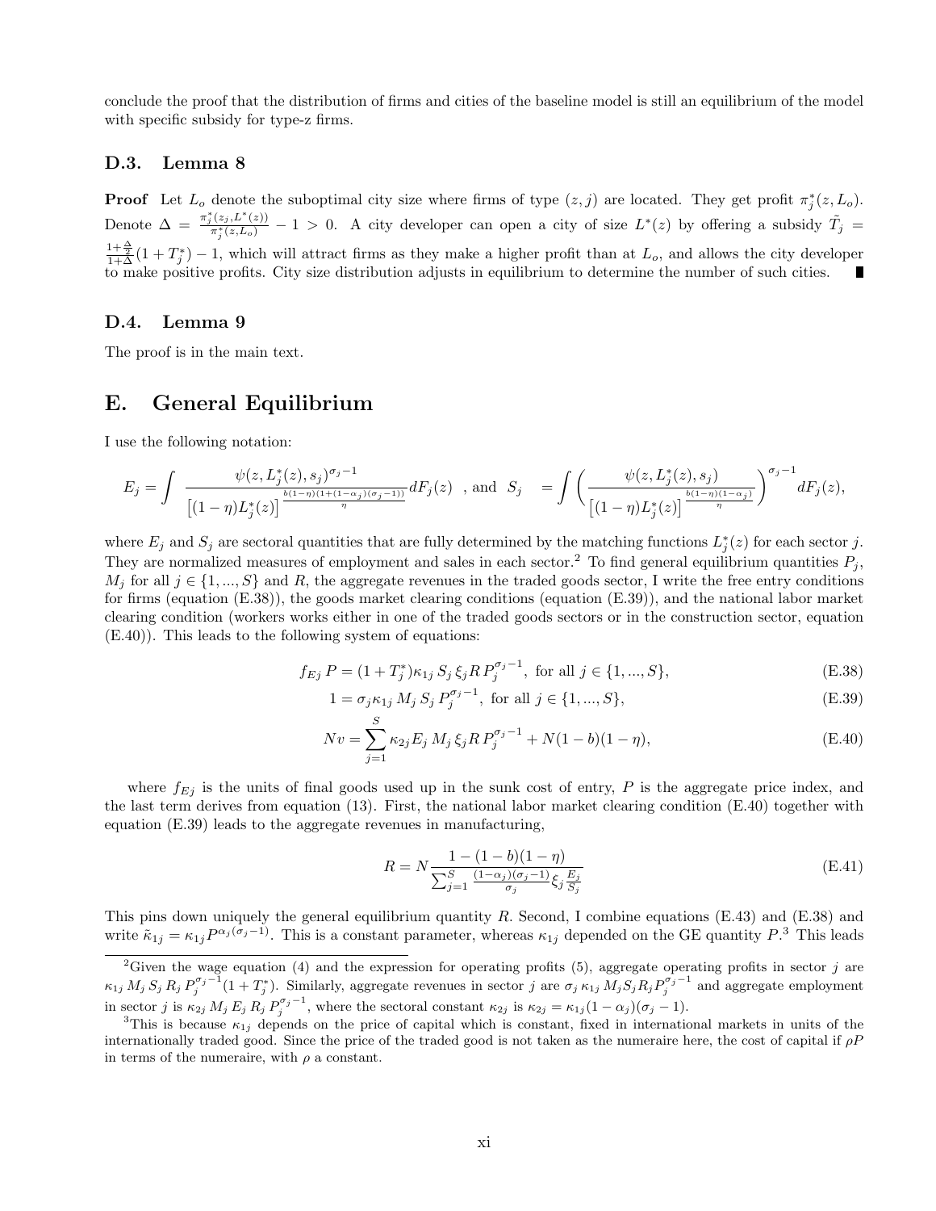conclude the proof that the distribution of firms and cities of the baseline model is still an equilibrium of the model with specific subsidy for type-z firms.

### D.3. Lemma 8

**Proof** Let $L_o$ denote the suboptimal city size where firms of type $(z, j)$ are located. They get profit $\pi_j^*(z, L_o)$. Denote $\Delta = \frac{\pi_j^*(z_j, L^*(z))}{\pi_j^*(z, L_o)} - 1 > 0$. A city developer can open a city of size $L^*(z)$ by offering a subsidy $\tilde{T}_j = \frac{1+\frac{\Delta}{2}}{1+\Delta}(1 + T_j^*) - 1$, which will attract firms as they make a higher profit than at $L_o$, and allows the city developer to make positive profits. City size distribution adjusts in equilibrium to determine the number of such cities. ∎

### D.4. Lemma 9

The proof is in the main text.

## E. General Equilibrium

I use the following notation:

$$E_j = \int \frac{\psi(z, L_j^*(z), s_j)^{\sigma_j - 1}}{\big[(1-\eta)L_j^*(z)\big]^{\frac{b(1-\eta)(1+(1-\alpha_j)(\sigma_j-1))}{\eta}}} dF_j(z) \quad \text{, and} \quad S_j = \int \left( \frac{\psi(z, L_j^*(z), s_j)}{\big[(1-\eta)L_j^*(z)\big]^{\frac{b(1-\eta)(1-\alpha_j)}{\eta}}} \right)^{\sigma_j - 1} dF_j(z),$$

where $E_j$ and $S_j$ are sectoral quantities that are fully determined by the matching functions $L_j^*(z)$ for each sector $j$. They are normalized measures of employment and sales in each sector.[2] To find general equilibrium quantities $P_j$, $M_j$ for all $j \in \{1, ..., S\}$ and $R$, the aggregate revenues in the traded goods sector, I write the free entry conditions for firms (equation (E.38)), the goods market clearing conditions (equation (E.39)), and the national labor market clearing condition (workers works either in one of the traded goods sectors or in the construction sector, equation (E.40)). This leads to the following system of equations:

$$f_{Ej}\, P = (1 + T_j^*)\kappa_{1j}\, S_j\, \xi_j R\, P_j^{\sigma_j - 1}, \text{ for all } j \in \{1, ..., S\}, \tag{E.38}$$

$$1 = \sigma_j \kappa_{1j}\, M_j\, S_j\, P_j^{\sigma_j - 1}, \text{ for all } j \in \{1, ..., S\}, \tag{E.39}$$

$$Nv = \sum_{j=1}^{S} \kappa_{2j} E_j\, M_j\, \xi_j R\, P_j^{\sigma_j - 1} + N(1-b)(1-\eta), \tag{E.40}$$

where $f_{Ej}$ is the units of final goods used up in the sunk cost of entry, $P$ is the aggregate price index, and the last term derives from equation (13). First, the national labor market clearing condition (E.40) together with equation (E.39) leads to the aggregate revenues in manufacturing,

$$R = N \frac{1 - (1-b)(1-\eta)}{\sum_{j=1}^{S} \frac{(1-\alpha_j)(\sigma_j - 1)}{\sigma_j} \xi_j \frac{E_j}{S_j}} \tag{E.41}$$

This pins down uniquely the general equilibrium quantity $R$. Second, I combine equations (E.43) and (E.38) and write $\tilde{\kappa}_{1j} = \kappa_{1j} P^{\alpha_j(\sigma_j - 1)}$. This is a constant parameter, whereas $\kappa_{1j}$ depended on the GE quantity $P$.[3] This leads

---

[2] Given the wage equation (4) and the expression for operating profits (5), aggregate operating profits in sector $j$ are $\kappa_{1j}\, M_j\, S_j\, R_j\, P_j^{\sigma_j - 1}(1 + T_j^*)$. Similarly, aggregate revenues in sector $j$ are $\sigma_j\, \kappa_{1j}\, M_j S_j R_j P_j^{\sigma_j - 1}$ and aggregate employment in sector $j$ is $\kappa_{2j}\, M_j\, E_j\, R_j\, P_j^{\sigma_j - 1}$, where the sectoral constant $\kappa_{2j}$ is $\kappa_{2j} = \kappa_{1j}(1 - \alpha_j)(\sigma_j - 1)$.

[3] This is because $\kappa_{1j}$ depends on the price of capital which is constant, fixed in international markets in units of the internationally traded good. Since the price of the traded good is not taken as the numeraire here, the cost of capital if $\rho P$ in terms of the numeraire, with $\rho$ a constant.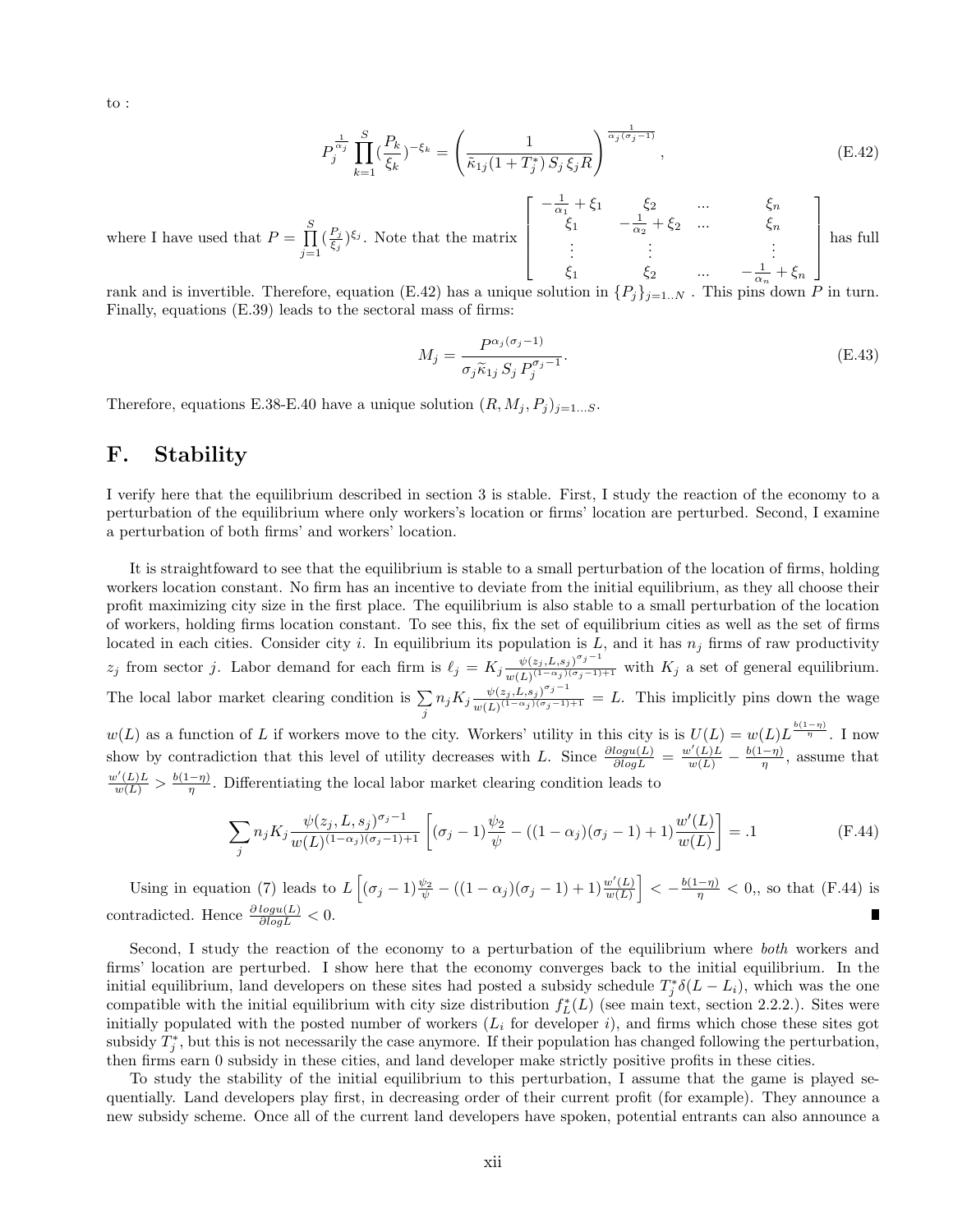to :

$$P_j^{\frac{1}{\alpha_j}} \prod_{k=1}^{S} (\frac{P_k}{\xi_k})^{-\xi_k} = \left( \frac{1}{\tilde{\kappa}_{1j}(1+T_j^*)\, S_j\, \xi_j R} \right)^{\frac{1}{\alpha_j(\sigma_j-1)}}, \tag{E.42}$$

where I have used that $P = \prod_{j=1}^{S} (\frac{P_j}{\xi_j})^{\xi_j}$. Note that the matrix $\begin{bmatrix} -\frac{1}{\alpha_1}+\xi_1 & \xi_2 & ... & \xi_n \\ \xi_1 & -\frac{1}{\alpha_2}+\xi_2 & ... & \xi_n \\ \vdots & \vdots & & \vdots \\ \xi_1 & \xi_2 & ... & -\frac{1}{\alpha_n}+\xi_n \end{bmatrix}$ has full rank and is invertible. Therefore, equation (E.42) has a unique solution in $\{P_j\}_{j=1..N}$ . This pins down $P$ in turn. Finally, equations (E.39) leads to the sectoral mass of firms:

$$M_j = \frac{P^{\alpha_j(\sigma_j-1)}}{\sigma_j \widetilde{\kappa}_{1j}\, S_j\, P_j^{\sigma_j-1}}. \tag{E.43}$$

Therefore, equations E.38-E.40 have a unique solution $(R, M_j, P_j)_{j=1...S}$.

# F. Stability

I verify here that the equilibrium described in section 3 is stable. First, I study the reaction of the economy to a perturbation of the equilibrium where only workers's location or firms' location are perturbed. Second, I examine a perturbation of both firms' and workers' location.

It is straightfoward to see that the equilibrium is stable to a small perturbation of the location of firms, holding workers location constant. No firm has an incentive to deviate from the initial equilibrium, as they all choose their profit maximizing city size in the first place. The equilibrium is also stable to a small perturbation of the location of workers, holding firms location constant. To see this, fix the set of equilibrium cities as well as the set of firms located in each cities. Consider city $i$. In equilibrium its population is $L$, and it has $n_j$ firms of raw productivity $z_j$ from sector $j$. Labor demand for each firm is $\ell_j = K_j \frac{\psi(z_j,L,s_j)^{\sigma_j-1}}{w(L)^{(1-\alpha_j)(\sigma_j-1)+1}}$ with $K_j$ a set of general equilibrium. The local labor market clearing condition is $\sum_j n_j K_j \frac{\psi(z_j,L,s_j)^{\sigma_j-1}}{w(L)^{(1-\alpha_j)(\sigma_j-1)+1}} = L$. This implicitly pins down the wage $w(L)$ as a function of $L$ if workers move to the city. Workers' utility in this city is is $U(L) = w(L) L^{\frac{b(1-\eta)}{\eta}}$. I now show by contradiction that this level of utility decreases with $L$. Since $\frac{\partial log u(L)}{\partial log L} = \frac{w'(L)L}{w(L)} - \frac{b(1-\eta)}{\eta}$, assume that $\frac{w'(L)L}{w(L)} > \frac{b(1-\eta)}{\eta}$. Differentiating the local labor market clearing condition leads to

$$\sum_j n_j K_j \frac{\psi(z_j,L,s_j)^{\sigma_j-1}}{w(L)^{(1-\alpha_j)(\sigma_j-1)+1}} \left[ (\sigma_j-1)\frac{\psi_2}{\psi} - ((1-\alpha_j)(\sigma_j-1)+1)\frac{w'(L)}{w(L)} \right] = .1 \tag{F.44}$$

Using in equation (7) leads to $L\left[(\sigma_j-1)\frac{\psi_2}{\psi} - ((1-\alpha_j)(\sigma_j-1)+1)\frac{w'(L)}{w(L)}\right] < -\frac{b(1-\eta)}{\eta} < 0$,, so that (F.44) is contradicted. Hence $\frac{\partial\, log u(L)}{\partial log L} < 0$. ∎

Second, I study the reaction of the economy to a perturbation of the equilibrium where *both* workers and firms' location are perturbed. I show here that the economy converges back to the initial equilibrium. In the initial equilibrium, land developers on these sites had posted a subsidy schedule $T_j^* \delta(L - L_i)$, which was the one compatible with the initial equilibrium with city size distribution $f_L^*(L)$ (see main text, section 2.2.2.). Sites were initially populated with the posted number of workers ($L_i$ for developer $i$), and firms which chose these sites got subsidy $T_j^*$, but this is not necessarily the case anymore. If their population has changed following the perturbation, then firms earn 0 subsidy in these cities, and land developer make strictly positive profits in these cities.

To study the stability of the initial equilibrium to this perturbation, I assume that the game is played sequentially. Land developers play first, in decreasing order of their current profit (for example). They announce a new subsidy scheme. Once all of the current land developers have spoken, potential entrants can also announce a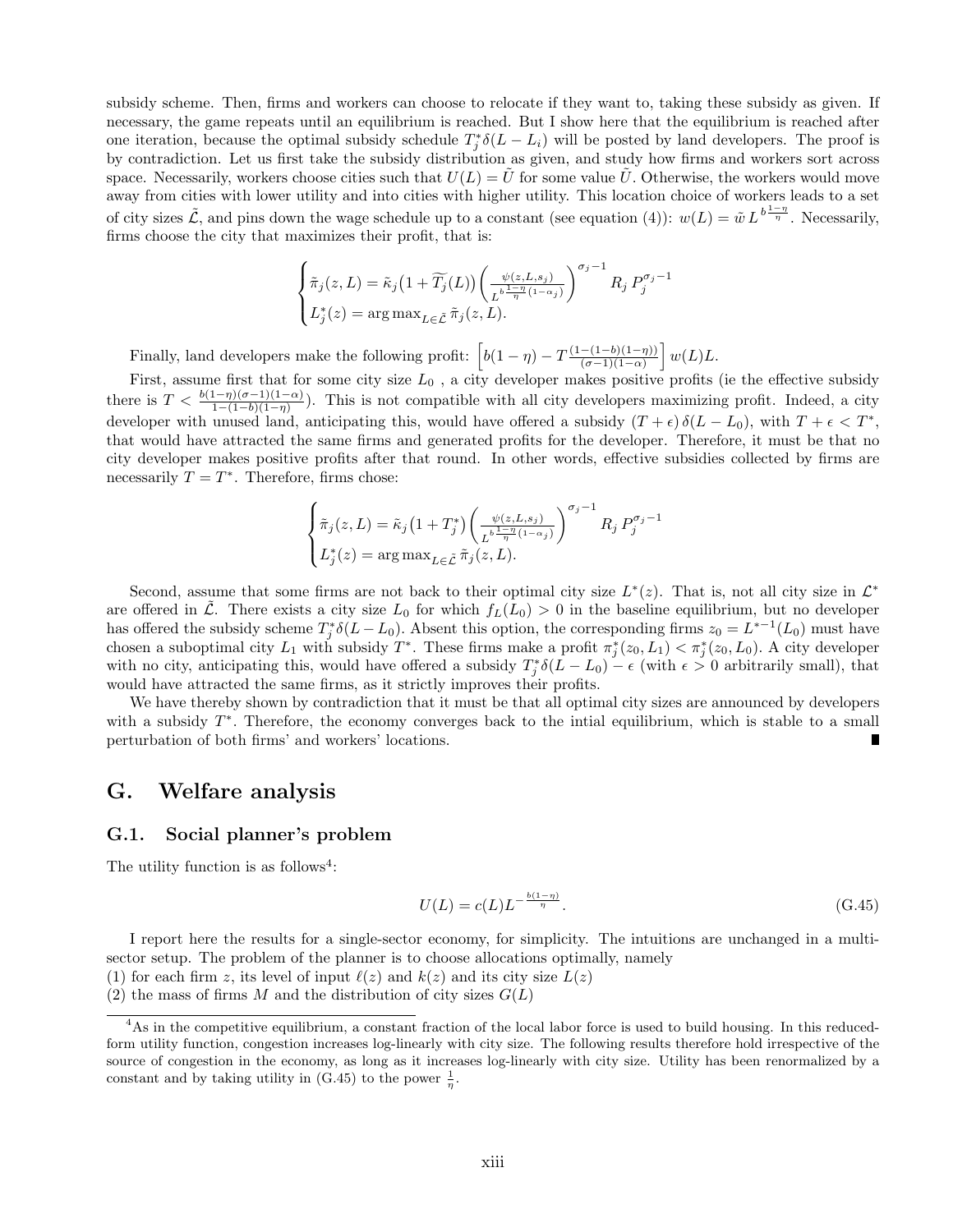subsidy scheme. Then, firms and workers can choose to relocate if they want to, taking these subsidy as given. If necessary, the game repeats until an equilibrium is reached. But I show here that the equilibrium is reached after one iteration, because the optimal subsidy schedule $T_j^*\delta(L-L_i)$ will be posted by land developers. The proof is by contradiction. Let us first take the subsidy distribution as given, and study how firms and workers sort across space. Necessarily, workers choose cities such that $U(L) = \tilde{U}$ for some value $\tilde{U}$. Otherwise, the workers would move away from cities with lower utility and into cities with higher utility. This location choice of workers leads to a set of city sizes $\tilde{\mathcal{L}}$, and pins down the wage schedule up to a constant (see equation (4)): $w(L) = \tilde{w}\, L^{b\frac{1-\eta}{\eta}}$. Necessarily, firms choose the city that maximizes their profit, that is:

$$\begin{cases} \tilde{\pi}_j(z,L) = \tilde{\kappa}_j\big(1+\widetilde{T_j}(L)\big)\left(\frac{\psi(z,L,s_j)}{L^{b\frac{1-\eta}{\eta}(1-\alpha_j)}}\right)^{\sigma_j-1} R_j\, P_j^{\sigma_j-1} \\ L_j^*(z) = \arg\max_{L\in\tilde{\mathcal{L}}} \tilde{\pi}_j(z,L). \end{cases}$$

Finally, land developers make the following profit: $\left[b(1-\eta) - T\frac{(1-(1-b)(1-\eta))}{(\sigma-1)(1-\alpha)}\right] w(L)L$.

First, assume first that for some city size $L_0$ , a city developer makes positive profits (ie the effective subsidy there is $T < \frac{b(1-\eta)(\sigma-1)(1-\alpha)}{1-(1-b)(1-\eta)}$). This is not compatible with all city developers maximizing profit. Indeed, a city developer with unused land, anticipating this, would have offered a subsidy $(T+\epsilon)\,\delta(L-L_0)$, with $T+\epsilon < T^*$, that would have attracted the same firms and generated profits for the developer. Therefore, it must be that no city developer makes positive profits after that round. In other words, effective subsidies collected by firms are necessarily $T = T^*$. Therefore, firms chose:

$$\begin{cases} \tilde{\pi}_j(z,L) = \tilde{\kappa}_j\big(1+T_j^*\big)\left(\frac{\psi(z,L,s_j)}{L^{b\frac{1-\eta}{\eta}(1-\alpha_j)}}\right)^{\sigma_j-1} R_j\, P_j^{\sigma_j-1} \\ L_j^*(z) = \arg\max_{L\in\tilde{\mathcal{L}}} \tilde{\pi}_j(z,L). \end{cases}$$

Second, assume that some firms are not back to their optimal city size $L^*(z)$. That is, not all city size in $\mathcal{L}^*$ are offered in $\tilde{\mathcal{L}}$. There exists a city size $L_0$ for which $f_L(L_0) > 0$ in the baseline equilibrium, but no developer has offered the subsidy scheme $T_j^*\delta(L-L_0)$. Absent this option, the corresponding firms $z_0 = L^{*-1}(L_0)$ must have chosen a suboptimal city $L_1$ with subsidy $T^*$. These firms make a profit $\pi_j^*(z_0,L_1) < \pi_j^*(z_0,L_0)$. A city developer with no city, anticipating this, would have offered a subsidy $T_j^*\delta(L-L_0) - \epsilon$ (with $\epsilon > 0$ arbitrarily small), that would have attracted the same firms, as it strictly improves their profits.

We have thereby shown by contradiction that it must be that all optimal city sizes are announced by developers with a subsidy $T^*$. Therefore, the economy converges back to the intial equilibrium, which is stable to a small perturbation of both firms' and workers' locations. ∎

## G. Welfare analysis

### G.1. Social planner's problem

The utility function is as follows[4]:

$$U(L) = c(L)L^{-\frac{b(1-\eta)}{\eta}}. \tag{G.45}$$

I report here the results for a single-sector economy, for simplicity. The intuitions are unchanged in a multi-sector setup. The problem of the planner is to choose allocations optimally, namely
(1) for each firm $z$, its level of input $\ell(z)$ and $k(z)$ and its city size $L(z)$
(2) the mass of firms $M$ and the distribution of city sizes $G(L)$

[4] As in the competitive equilibrium, a constant fraction of the local labor force is used to build housing. In this reduced-form utility function, congestion increases log-linearly with city size. The following results therefore hold irrespective of the source of congestion in the economy, as long as it increases log-linearly with city size. Utility has been renormalized by a constant and by taking utility in (G.45) to the power $\frac{1}{\eta}$.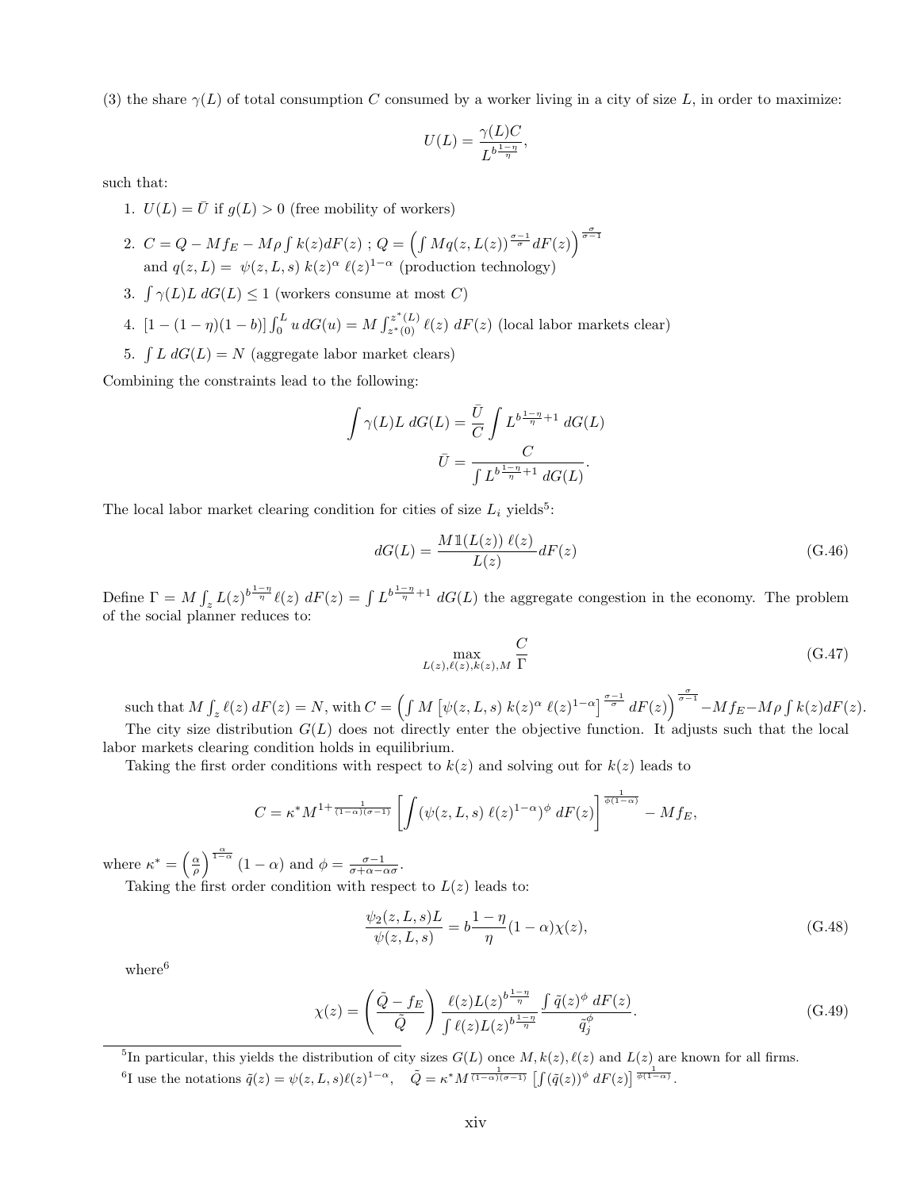(3) the share $\gamma(L)$ of total consumption $C$ consumed by a worker living in a city of size $L$, in order to maximize:

$$U(L) = \frac{\gamma(L)C}{L^{b\frac{1-\eta}{\eta}}},$$

such that:

1. $U(L) = \bar{U}$ if $g(L) > 0$ (free mobility of workers)
2. $C = Q - Mf_E - M\rho \int k(z)dF(z)$ ; $Q = \left(\int Mq(z,L(z))^{\frac{\sigma-1}{\sigma}} dF(z)\right)^{\frac{\sigma}{\sigma-1}}$ and $q(z,L) = \psi(z,L,s)\ k(z)^{\alpha}\ \ell(z)^{1-\alpha}$ (production technology)
3. $\int \gamma(L)L\ dG(L) \leq 1$ (workers consume at most $C$)
4. $[1-(1-\eta)(1-b)]\int_0^L u\, dG(u) = M\int_{z^*(0)}^{z^*(L)} \ell(z)\ dF(z)$ (local labor markets clear)
5. $\int L\ dG(L) = N$ (aggregate labor market clears)

Combining the constraints lead to the following:

$$\int \gamma(L)L\ dG(L) = \frac{\bar{U}}{C}\int L^{b\frac{1-\eta}{\eta}+1}\ dG(L)$$
$$\bar{U} = \frac{C}{\int L^{b\frac{1-\eta}{\eta}+1}\ dG(L)}.$$

The local labor market clearing condition for cities of size $L_i$ yields[5]:

$$dG(L) = \frac{M\mathbb{1}(L(z))\ \ell(z)}{L(z)}dF(z) \tag{G.46}$$

Define $\Gamma = M\int_z L(z)^{b\frac{1-\eta}{\eta}}\ell(z)\ dF(z) = \int L^{b\frac{1-\eta}{\eta}+1}\ dG(L)$ the aggregate congestion in the economy. The problem of the social planner reduces to:

$$\max_{L(z),\ell(z),k(z),M} \frac{C}{\Gamma} \tag{G.47}$$

such that $M\int_z \ell(z)\ dF(z) = N$, with $C = \left(\int M\left[\psi(z,L,s)\ k(z)^{\alpha}\ \ell(z)^{1-\alpha}\right]^{\frac{\sigma-1}{\sigma}} dF(z)\right)^{\frac{\sigma}{\sigma-1}} - Mf_E - M\rho\int k(z)dF(z)$.

The city size distribution $G(L)$ does not directly enter the objective function. It adjusts such that the local labor markets clearing condition holds in equilibrium.

Taking the first order conditions with respect to $k(z)$ and solving out for $k(z)$ leads to

$$C = \kappa^* M^{1+\frac{1}{(1-\alpha)(\sigma-1)}}\left[\int \left(\psi(z,L,s)\ \ell(z)^{1-\alpha}\right)^{\phi} dF(z)\right]^{\frac{1}{\phi(1-\alpha)}} - Mf_E,$$

where $\kappa^* = \left(\frac{\alpha}{\rho}\right)^{\frac{\alpha}{1-\alpha}}(1-\alpha)$ and $\phi = \frac{\sigma-1}{\sigma+\alpha-\alpha\sigma}$.

Taking the first order condition with respect to $L(z)$ leads to:

$$\frac{\psi_2(z,L,s)L}{\psi(z,L,s)} = b\frac{1-\eta}{\eta}(1-\alpha)\chi(z), \tag{G.48}$$

where[6]

$$\chi(z) = \left(\frac{\tilde{Q}-f_E}{\tilde{Q}}\right)\frac{\ell(z)L(z)^{b\frac{1-\eta}{\eta}}}{\int \ell(z)L(z)^{b\frac{1-\eta}{\eta}}}\frac{\int \tilde{q}(z)^{\phi}\ dF(z)}{\tilde{q}_j^{\phi}}. \tag{G.49}$$

[5] In particular, this yields the distribution of city sizes $G(L)$ once $M, k(z), \ell(z)$ and $L(z)$ are known for all firms.

[6] I use the notations $\tilde{q}(z) = \psi(z,L,s)\ell(z)^{1-\alpha}$, $\quad \tilde{Q} = \kappa^* M^{\frac{1}{(1-\alpha)(\sigma-1)}}\left[\int(\tilde{q}(z))^{\phi}\ dF(z)\right]^{\frac{1}{\phi(1-\alpha)}}$.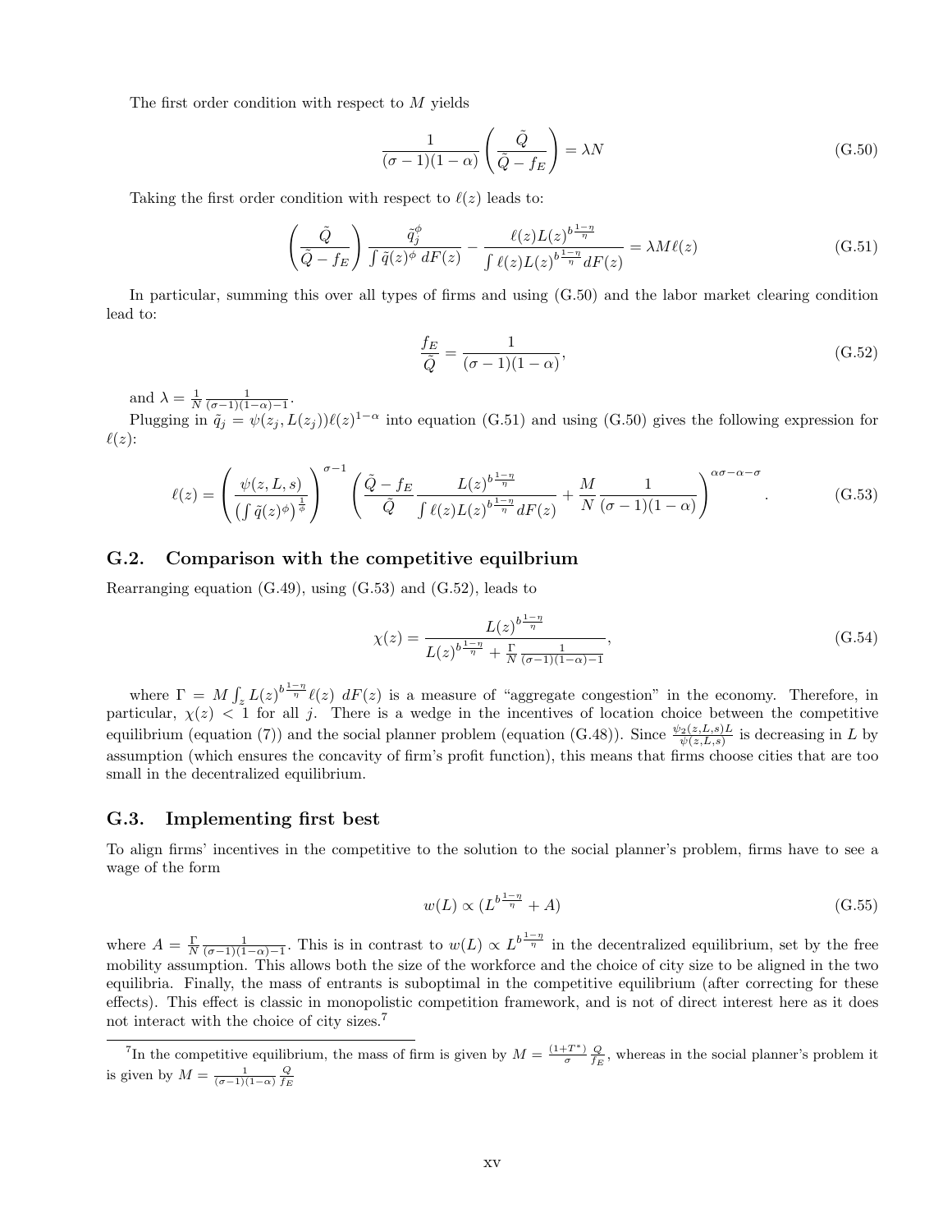The first order condition with respect to $M$ yields

$$\frac{1}{(\sigma-1)(1-\alpha)}\left(\frac{\tilde{Q}}{\tilde{Q}-f_E}\right) = \lambda N \tag{G.50}$$

Taking the first order condition with respect to $\ell(z)$ leads to:

$$\left(\frac{\tilde{Q}}{\tilde{Q}-f_E}\right)\frac{\tilde{q}_j^{\phi}}{\int \tilde{q}(z)^{\phi}\, dF(z)} - \frac{\ell(z)L(z)^{b\frac{1-\eta}{\eta}}}{\int \ell(z)L(z)^{b\frac{1-\eta}{\eta}}dF(z)} = \lambda M \ell(z) \tag{G.51}$$

In particular, summing this over all types of firms and using (G.50) and the labor market clearing condition lead to:

$$\frac{f_E}{\tilde{Q}} = \frac{1}{(\sigma-1)(1-\alpha)}, \tag{G.52}$$

and $\lambda = \frac{1}{N}\frac{1}{(\sigma-1)(1-\alpha)-1}$.

Plugging in $\tilde{q}_j = \psi(z_j, L(z_j))\ell(z)^{1-\alpha}$ into equation (G.51) and using (G.50) gives the following expression for $\ell(z)$:

$$\ell(z) = \left(\frac{\psi(z,L,s)}{\left(\int \tilde{q}(z)^{\phi}\right)^{\frac{1}{\phi}}}\right)^{\sigma-1}\left(\frac{\tilde{Q}-f_E}{\tilde{Q}}\frac{L(z)^{b\frac{1-\eta}{\eta}}}{\int \ell(z)L(z)^{b\frac{1-\eta}{\eta}}dF(z)} + \frac{M}{N}\frac{1}{(\sigma-1)(1-\alpha)}\right)^{\alpha\sigma-\alpha-\sigma}. \tag{G.53}$$

## G.2. Comparison with the competitive equilbrium

Rearranging equation (G.49), using (G.53) and (G.52), leads to

$$\chi(z) = \frac{L(z)^{b\frac{1-\eta}{\eta}}}{L(z)^{b\frac{1-\eta}{\eta}} + \frac{\Gamma}{N}\frac{1}{(\sigma-1)(1-\alpha)-1}}, \tag{G.54}$$

where $\Gamma = M\int_z L(z)^{b\frac{1-\eta}{\eta}}\ell(z)\; dF(z)$ is a measure of "aggregate congestion" in the economy. Therefore, in particular, $\chi(z) < 1$ for all $j$. There is a wedge in the incentives of location choice between the competitive equilibrium (equation (7)) and the social planner problem (equation (G.48)). Since $\frac{\psi_2(z,L,s)L}{\psi(z,L,s)}$ is decreasing in $L$ by assumption (which ensures the concavity of firm's profit function), this means that firms choose cities that are too small in the decentralized equilibrium.

## G.3. Implementing first best

To align firms' incentives in the competitive to the solution to the social planner's problem, firms have to see a wage of the form

$$w(L) \propto (L^{b\frac{1-\eta}{\eta}} + A) \tag{G.55}$$

where $A = \frac{\Gamma}{N}\frac{1}{(\sigma-1)(1-\alpha)-1}$. This is in contrast to $w(L) \propto L^{b\frac{1-\eta}{\eta}}$ in the decentralized equilibrium, set by the free mobility assumption. This allows both the size of the workforce and the choice of city size to be aligned in the two equilibria. Finally, the mass of entrants is suboptimal in the competitive equilibrium (after correcting for these effects). This effect is classic in monopolistic competition framework, and is not of direct interest here as it does not interact with the choice of city sizes.[7]

[7] In the competitive equilibrium, the mass of firm is given by $M = \frac{(1+T^*)}{\sigma}\frac{Q}{f_E}$, whereas in the social planner's problem it is given by $M = \frac{1}{(\sigma-1)(1-\alpha)}\frac{Q}{f_E}$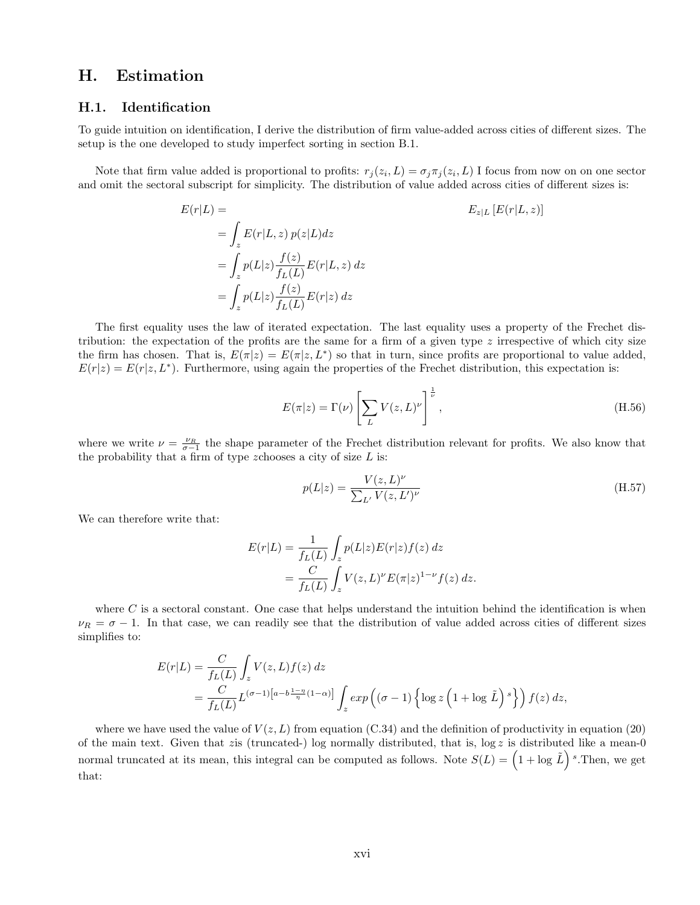## H. Estimation

### H.1. Identification

To guide intuition on identification, I derive the distribution of firm value-added across cities of different sizes. The setup is the one developed to study imperfect sorting in section B.1.

Note that firm value added is proportional to profits: $r_j(z_i, L) = \sigma_j \pi_j(z_i, L)$ I focus from now on on one sector and omit the sectoral subscript for simplicity. The distribution of value added across cities of different sizes is:

$$
\begin{aligned}
E(r|L) = & \qquad\qquad\qquad\qquad\qquad\qquad E_{z|L}\left[E(r|L,z)\right] \\
&= \int_z E(r|L,z)\, p(z|L) dz \\
&= \int_z p(L|z) \frac{f(z)}{f_L(L)} E(r|L,z)\, dz \\
&= \int_z p(L|z) \frac{f(z)}{f_L(L)} E(r|z)\, dz
\end{aligned}
$$

The first equality uses the law of iterated expectation. The last equality uses a property of the Frechet distribution: the expectation of the profits are the same for a firm of a given type $z$ irrespective of which city size the firm has chosen. That is, $E(\pi|z) = E(\pi|z, L^*)$ so that in turn, since profits are proportional to value added, $E(r|z) = E(r|z, L^*)$. Furthermore, using again the properties of the Frechet distribution, this expectation is:

$$
E(\pi|z) = \Gamma(\nu) \left[ \sum_L V(z,L)^{\nu} \right]^{\frac{1}{\nu}}, \tag{H.56}
$$

where we write $\nu = \frac{\nu_R}{\sigma - 1}$ the shape parameter of the Frechet distribution relevant for profits. We also know that the probability that a firm of type $z$chooses a city of size $L$ is:

$$
p(L|z) = \frac{V(z,L)^{\nu}}{\sum_{L'} V(z,L')^{\nu}} \tag{H.57}
$$

We can therefore write that:

$$
\begin{aligned}
E(r|L) &= \frac{1}{f_L(L)} \int_z p(L|z) E(r|z) f(z)\, dz \\
&= \frac{C}{f_L(L)} \int_z V(z,L)^{\nu} E(\pi|z)^{1-\nu} f(z)\, dz.
\end{aligned}
$$

where $C$ is a sectoral constant. One case that helps understand the intuition behind the identification is when $\nu_R = \sigma - 1$. In that case, we can readily see that the distribution of value added across cities of different sizes simplifies to:

$$
\begin{aligned}
E(r|L) &= \frac{C}{f_L(L)} \int_z V(z,L) f(z)\, dz \\
&= \frac{C}{f_L(L)} L^{(\sigma-1)\left[a - b\frac{1-\eta}{\eta}(1-\alpha)\right]} \int_z exp\left( (\sigma - 1) \left\{ \log z \left(1 + \log \tilde{L}\right)^s \right\} \right) f(z)\, dz,
\end{aligned}
$$

where we have used the value of $V(z,L)$ from equation (C.34) and the definition of productivity in equation (20) of the main text. Given that $z$is (truncated-) log normally distributed, that is, $\log z$ is distributed like a mean-0 normal truncated at its mean, this integral can be computed as follows. Note $S(L) = \left(1 + \log \tilde{L}\right)^s$.Then, we get that: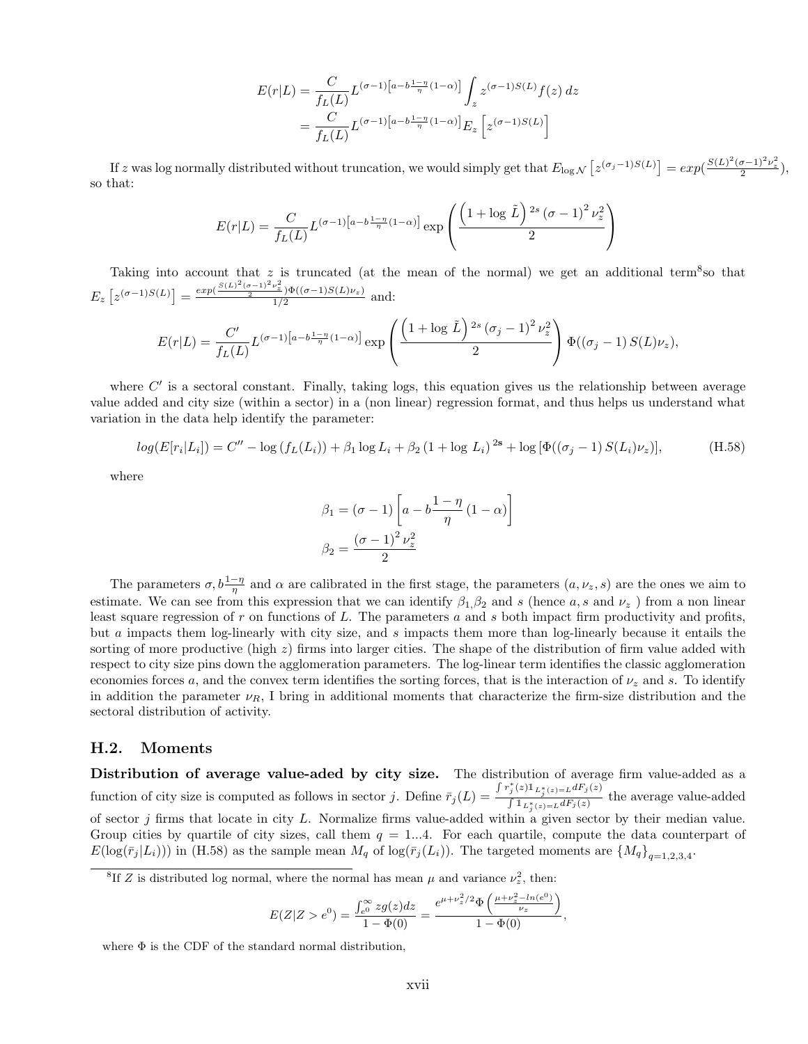$$
\begin{aligned}
E(r|L) &= \frac{C}{f_L(L)} L^{(\sigma-1)\left[a-b\frac{1-\eta}{\eta}(1-\alpha)\right]} \int_z z^{(\sigma-1)S(L)} f(z)\, dz \\
&= \frac{C}{f_L(L)} L^{(\sigma-1)\left[a-b\frac{1-\eta}{\eta}(1-\alpha)\right]} E_z\left[z^{(\sigma-1)S(L)}\right]
\end{aligned}
$$

If $z$ was log normally distributed without truncation, we would simply get that $E_{\log\mathcal{N}}\left[z^{(\sigma_j-1)S(L)}\right] = exp(\frac{S(L)^2(\sigma-1)^2\nu_z^2}{2})$, so that:

$$
E(r|L) = \frac{C}{f_L(L)} L^{(\sigma-1)\left[a-b\frac{1-\eta}{\eta}(1-\alpha)\right]} \exp\left(\frac{\left(1+\log\tilde{L}\right)^{2s}(\sigma-1)^2\nu_z^2}{2}\right)
$$

Taking into account that $z$ is truncated (at the mean of the normal) we get an additional term[8] so that $E_z\left[z^{(\sigma-1)S(L)}\right] = \frac{exp(\frac{S(L)^2(\sigma-1)^2\nu_z^2}{2})\Phi((\sigma-1)S(L)\nu_z)}{1/2}$ and:

$$
E(r|L) = \frac{C'}{f_L(L)} L^{(\sigma-1)\left[a-b\frac{1-\eta}{\eta}(1-\alpha)\right]} \exp\left(\frac{\left(1+\log\tilde{L}\right)^{2s}(\sigma_j-1)^2\nu_z^2}{2}\right)\Phi((\sigma_j-1)S(L)\nu_z),
$$

where $C'$ is a sectoral constant. Finally, taking logs, this equation gives us the relationship between average value added and city size (within a sector) in a (non linear) regression format, and thus helps us understand what variation in the data help identify the parameter:

$$
log(E[r_i|L_i]) = C'' - \log\left(f_L(L_i)\right) + \beta_1 \log L_i + \beta_2\left(1+\log L_i\right)^{2\mathbf{s}} + \log\left[\Phi((\sigma_j-1)S(L_i)\nu_z)\right], \tag{H.58}
$$

where

$$
\begin{aligned}
\beta_1 &= (\sigma-1)\left[a - b\frac{1-\eta}{\eta}(1-\alpha)\right] \\
\beta_2 &= \frac{(\sigma-1)^2\nu_z^2}{2}
\end{aligned}
$$

The parameters $\sigma, b\frac{1-\eta}{\eta}$ and $\alpha$ are calibrated in the first stage, the parameters $(a, \nu_z, s)$ are the ones we aim to estimate. We can see from this expression that we can identify $\beta_1$,$\beta_2$ and $s$ (hence $a, s$ and $\nu_z$ ) from a non linear least square regression of $r$ on functions of $L$. The parameters $a$ and $s$ both impact firm productivity and profits, but $a$ impacts them log-linearly with city size, and $s$ impacts them more than log-linearly because it entails the sorting of more productive (high $z$) firms into larger cities. The shape of the distribution of firm value added with respect to city size pins down the agglomeration parameters. The log-linear term identifies the classic agglomeration economies forces $a$, and the convex term identifies the sorting forces, that is the interaction of $\nu_z$ and $s$. To identify in addition the parameter $\nu_R$, I bring in additional moments that characterize the firm-size distribution and the sectoral distribution of activity.

## H.2. Moments

**Distribution of average value-aded by city size.** The distribution of average firm value-added as a function of city size is computed as follows in sector $j$. Define $\bar{r}_j(L) = \frac{\int r_j^*(z)\mathbb{1}_{L_j^*(z)=L}dF_j(z)}{\int \mathbb{1}_{L_j^*(z)=L}dF_j(z)}$ the average value-added of sector $j$ firms that locate in city $L$. Normalize firms value-added within a given sector by their median value. Group cities by quartile of city sizes, call them $q = 1...4$. For each quartile, compute the data counterpart of $E(\log(\bar{r}_j|L_i)))$ in (H.58) as the sample mean $M_q$ of $\log(\bar{r}_j(L_i))$. The targeted moments are $\{M_q\}_{q=1,2,3,4}$.

[8] If $Z$ is distributed log normal, where the normal has mean $\mu$ and variance $\nu_z^2$, then:

$$
E(Z|Z>e^0) = \frac{\int_{e^0}^{\infty} zg(z)dz}{1-\Phi(0)} = \frac{e^{\mu+\nu_z^2/2}\Phi\left(\frac{\mu+\nu_z^2-ln(e^0)}{\nu_z}\right)}{1-\Phi(0)},
$$

where $\Phi$ is the CDF of the standard normal distribution,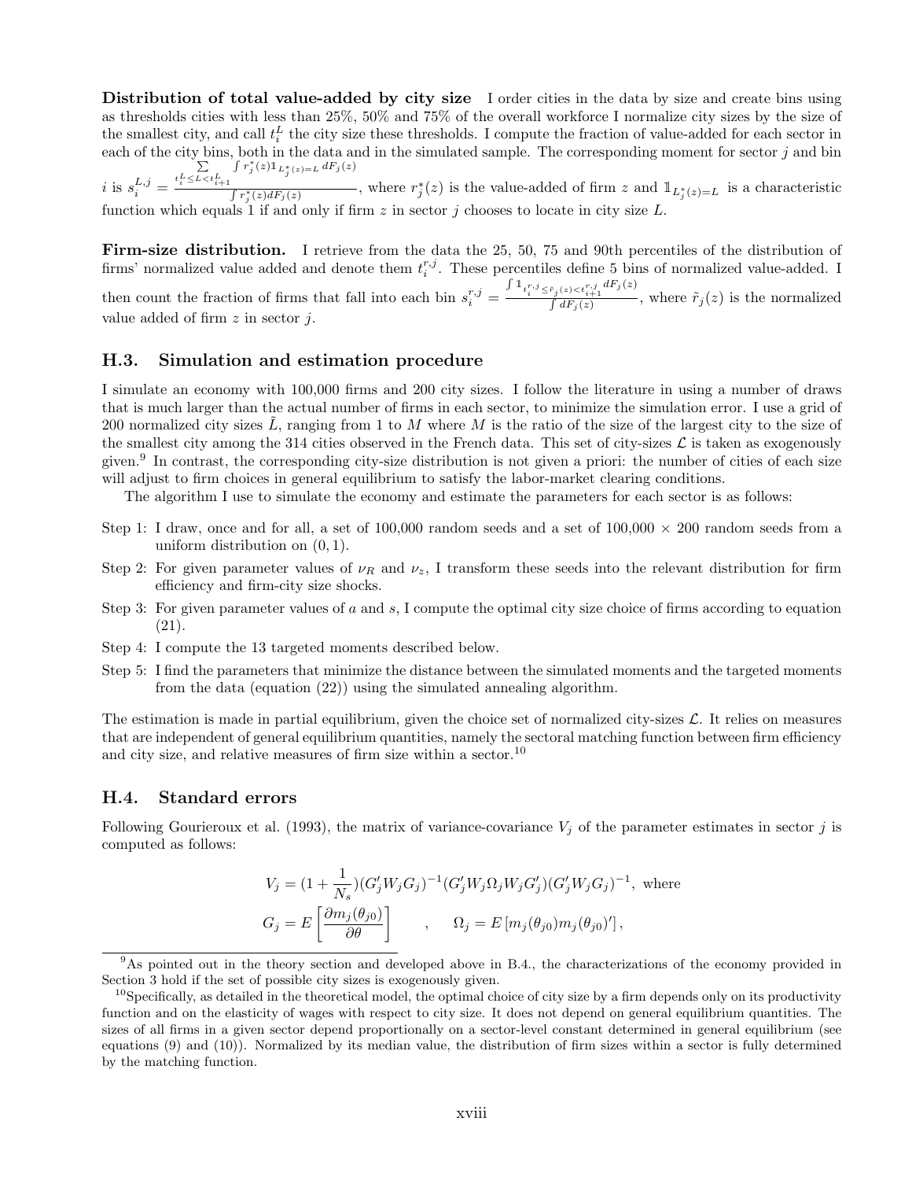**Distribution of total value-added by city size** I order cities in the data by size and create bins using as thresholds cities with less than 25%, 50% and 75% of the overall workforce I normalize city sizes by the size of the smallest city, and call $t_i^L$ the city size these thresholds. I compute the fraction of value-added for each sector in each of the city bins, both in the data and in the simulated sample. The corresponding moment for sector $j$ and bin $i$ is $s_i^{L,j} = \frac{\sum_{t_i^L \leq L < t_{i+1}^L} \int r_j^*(z) \mathbb{1}_{L_j^*(z)=L} \, dF_j(z)}{\int r_j^*(z) dF_j(z)}$, where $r_j^*(z)$ is the value-added of firm $z$ and $\mathbb{1}_{L_j^*(z)=L}$ is a characteristic function which equals 1 if and only if firm $z$ in sector $j$ chooses to locate in city size $L$.

**Firm-size distribution.** I retrieve from the data the 25, 50, 75 and 90th percentiles of the distribution of firms' normalized value added and denote them $t_i^{r,j}$. These percentiles define 5 bins of normalized value-added. I then count the fraction of firms that fall into each bin $s_i^{r,j} = \frac{\int \mathbb{1}_{t_i^{r,j} \leq \tilde{r}_j(z) < t_{i+1}^{r,j}} \, dF_j(z)}{\int dF_j(z)}$, where $\tilde{r}_j(z)$ is the normalized value added of firm $z$ in sector $j$.

## H.3. Simulation and estimation procedure

I simulate an economy with 100,000 firms and 200 city sizes. I follow the literature in using a number of draws that is much larger than the actual number of firms in each sector, to minimize the simulation error. I use a grid of 200 normalized city sizes $\tilde{L}$, ranging from 1 to $M$ where $M$ is the ratio of the size of the largest city to the size of the smallest city among the 314 cities observed in the French data. This set of city-sizes $\mathcal{L}$ is taken as exogenously given.[9] In contrast, the corresponding city-size distribution is not given a priori: the number of cities of each size will adjust to firm choices in general equilibrium to satisfy the labor-market clearing conditions.

The algorithm I use to simulate the economy and estimate the parameters for each sector is as follows:

Step 1: I draw, once and for all, a set of 100,000 random seeds and a set of 100,000 × 200 random seeds from a uniform distribution on $(0, 1)$.

Step 2: For given parameter values of $\nu_R$ and $\nu_z$, I transform these seeds into the relevant distribution for firm efficiency and firm-city size shocks.

Step 3: For given parameter values of $a$ and $s$, I compute the optimal city size choice of firms according to equation (21).

Step 4: I compute the 13 targeted moments described below.

Step 5: I find the parameters that minimize the distance between the simulated moments and the targeted moments from the data (equation (22)) using the simulated annealing algorithm.

The estimation is made in partial equilibrium, given the choice set of normalized city-sizes $\mathcal{L}$. It relies on measures that are independent of general equilibrium quantities, namely the sectoral matching function between firm efficiency and city size, and relative measures of firm size within a sector.[10]

## H.4. Standard errors

Following Gourieroux et al. (1993), the matrix of variance-covariance $V_j$ of the parameter estimates in sector $j$ is computed as follows:

$$V_j = (1 + \frac{1}{N_s})(G_j' W_j G_j)^{-1}(G_j' W_j \Omega_j W_j G_j')(G_j' W_j G_j)^{-1}, \text{ where}$$

$$G_j = E\left[\frac{\partial m_j(\theta_{j0})}{\partial \theta}\right] \qquad , \qquad \Omega_j = E\left[m_j(\theta_{j0}) m_j(\theta_{j0})'\right],$$

[9] As pointed out in the theory section and developed above in B.4., the characterizations of the economy provided in Section 3 hold if the set of possible city sizes is exogenously given.

[10] Specifically, as detailed in the theoretical model, the optimal choice of city size by a firm depends only on its productivity function and on the elasticity of wages with respect to city size. It does not depend on general equilibrium quantities. The sizes of all firms in a given sector depend proportionally on a sector-level constant determined in general equilibrium (see equations (9) and (10)). Normalized by its median value, the distribution of firm sizes within a sector is fully determined by the matching function.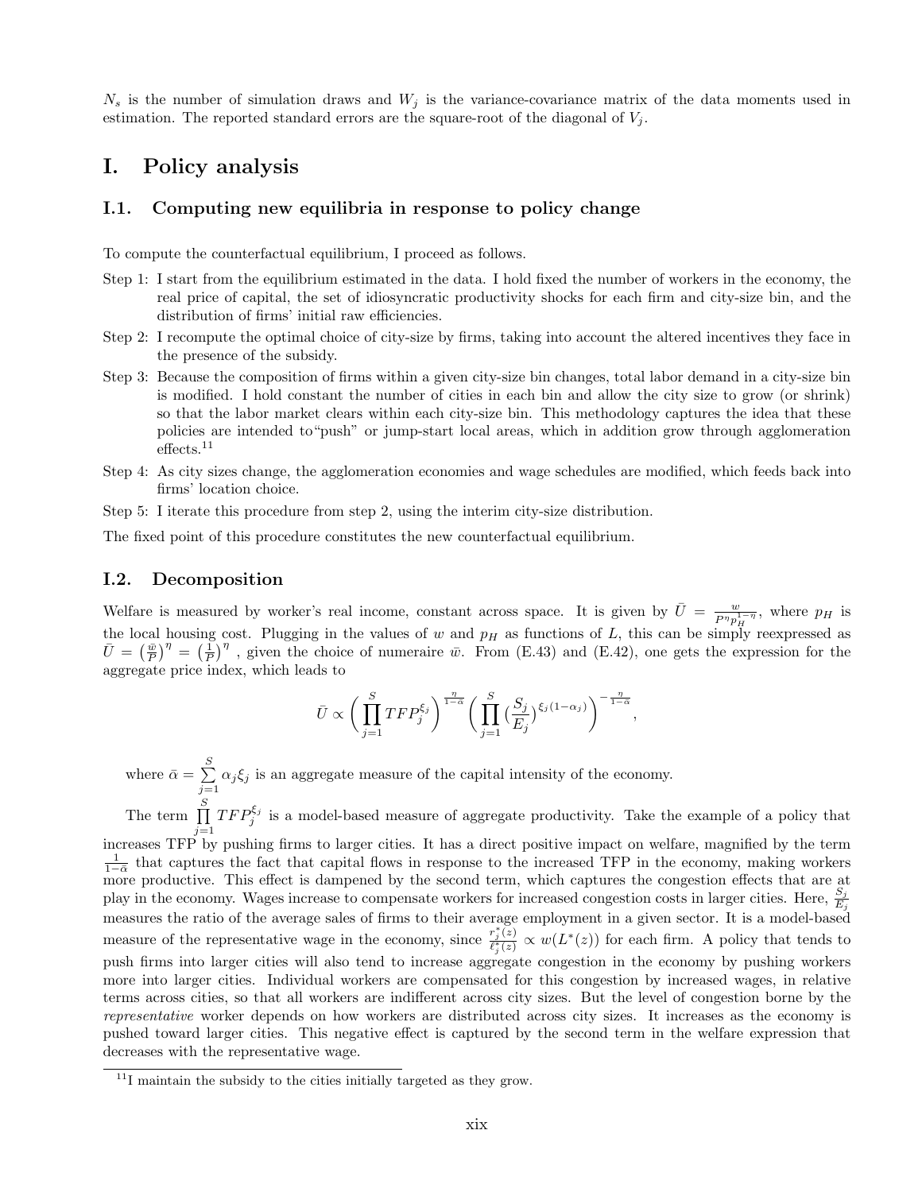$N_s$ is the number of simulation draws and $W_j$ is the variance-covariance matrix of the data moments used in estimation. The reported standard errors are the square-root of the diagonal of $V_j$.

# I. Policy analysis

## I.1. Computing new equilibria in response to policy change

To compute the counterfactual equilibrium, I proceed as follows.

Step 1: I start from the equilibrium estimated in the data. I hold fixed the number of workers in the economy, the real price of capital, the set of idiosyncratic productivity shocks for each firm and city-size bin, and the distribution of firms' initial raw efficiencies.

Step 2: I recompute the optimal choice of city-size by firms, taking into account the altered incentives they face in the presence of the subsidy.

Step 3: Because the composition of firms within a given city-size bin changes, total labor demand in a city-size bin is modified. I hold constant the number of cities in each bin and allow the city size to grow (or shrink) so that the labor market clears within each city-size bin. This methodology captures the idea that these policies are intended to"push" or jump-start local areas, which in addition grow through agglomeration effects.[11]

Step 4: As city sizes change, the agglomeration economies and wage schedules are modified, which feeds back into firms' location choice.

Step 5: I iterate this procedure from step 2, using the interim city-size distribution.

The fixed point of this procedure constitutes the new counterfactual equilibrium.

## I.2. Decomposition

Welfare is measured by worker's real income, constant across space. It is given by $\bar{U} = \frac{w}{P^{\eta} p_H^{1-\eta}}$, where $p_H$ is the local housing cost. Plugging in the values of $w$ and $p_H$ as functions of $L$, this can be simply reexpressed as $\bar{U} = \left(\frac{\bar{w}}{P}\right)^{\eta} = \left(\frac{1}{P}\right)^{\eta}$ , given the choice of numeraire $\bar{w}$. From (E.43) and (E.42), one gets the expression for the aggregate price index, which leads to

$$\bar{U} \propto \left( \prod_{j=1}^{S} TFP_j^{\xi_j} \right)^{\frac{\eta}{1-\bar{\alpha}}} \left( \prod_{j=1}^{S} \left(\frac{S_j}{E_j}\right)^{\xi_j(1-\alpha_j)} \right)^{-\frac{\eta}{1-\bar{\alpha}}},$$

where $\bar{\alpha} = \sum_{j=1}^{S} \alpha_j \xi_j$ is an aggregate measure of the capital intensity of the economy.

The term $\prod_{j=1}^{S} TFP_j^{\xi_j}$ is a model-based measure of aggregate productivity. Take the example of a policy that increases TFP by pushing firms to larger cities. It has a direct positive impact on welfare, magnified by the term $\frac{1}{1-\bar{\alpha}}$ that captures the fact that capital flows in response to the increased TFP in the economy, making workers more productive. This effect is dampened by the second term, which captures the congestion effects that are at play in the economy. Wages increase to compensate workers for increased congestion costs in larger cities. Here, $\frac{S_j}{E_j}$ measures the ratio of the average sales of firms to their average employment in a given sector. It is a model-based measure of the representative wage in the economy, since $\frac{r_j^*(z)}{\ell_j^*(z)} \propto w(L^*(z))$ for each firm. A policy that tends to push firms into larger cities will also tend to increase aggregate congestion in the economy by pushing workers more into larger cities. Individual workers are compensated for this congestion by increased wages, in relative terms across cities, so that all workers are indifferent across city sizes. But the level of congestion borne by the *representative* worker depends on how workers are distributed across city sizes. It increases as the economy is pushed toward larger cities. This negative effect is captured by the second term in the welfare expression that decreases with the representative wage.

[11] I maintain the subsidy to the cities initially targeted as they grow.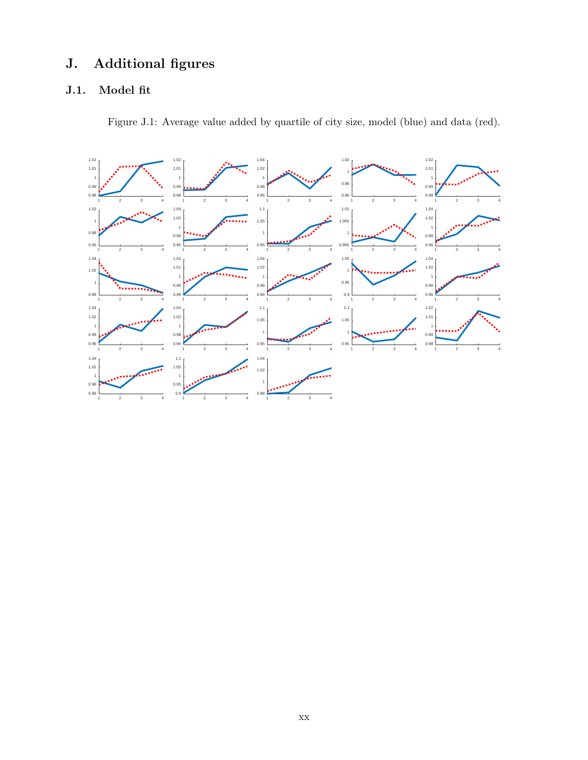# J. Additional figures

## J.1. Model fit

Figure J.1: Average value added by quartile of city size, model (blue) and data (red).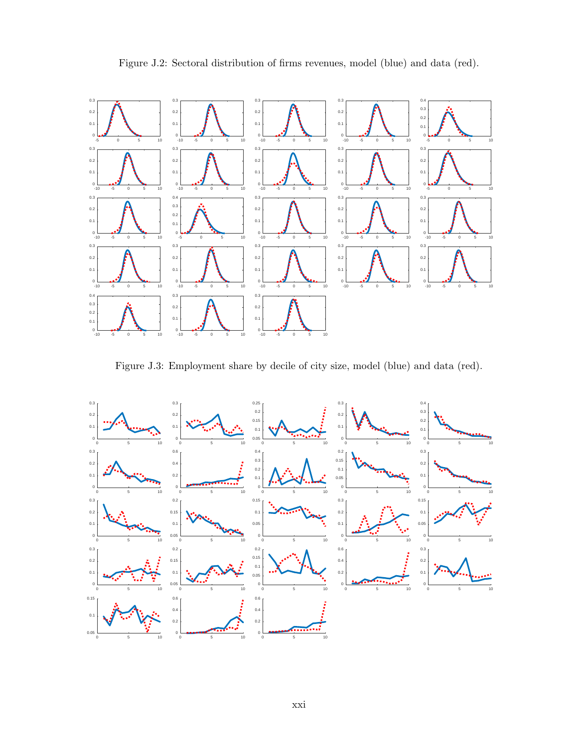Figure J.2: Sectoral distribution of firms revenues, model (blue) and data (red).

Figure J.3: Employment share by decile of city size, model (blue) and data (red).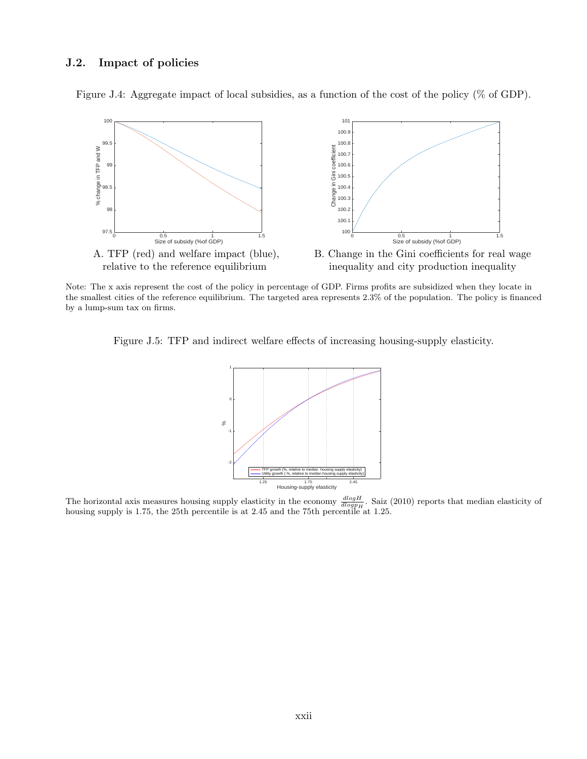## J.2. Impact of policies

Figure J.4: Aggregate impact of local subsidies, as a function of the cost of the policy (% of GDP).

100
99.5
99
98.5
98
97.5
% change in TFP and W
0
0.5
1
1.5
Size of subsidy (%of GDP)

A. TFP (red) and welfare impact (blue), relative to the reference equilibrium

101
100.9
100.8
100.7
100.6
100.5
100.4
100.3
100.2
100.1
100
Change in Gini coefficient
0
0.5
1
1.5
Size of subsidy (%of GDP)

B. Change in the Gini coefficients for real wage inequality and city production inequality

Note: The x axis represent the cost of the policy in percentage of GDP. Firms profits are subsidized when they locate in the smallest cities of the reference equilibrium. The targeted area represents 2.3% of the population. The policy is financed by a lump-sum tax on firms.

Figure J.5: TFP and indirect welfare effects of increasing housing-supply elasticity.

1
0
-1
-2
%
TFP growth (%, relative to median housing supply elasticity)
Utility growth ( %, relative to median housing supply elasticity)
1.25
1.75
2.45
Housing-supply elasticity

The horizontal axis measures housing supply elasticity in the economy $\frac{dlogH}{dlogp_H}$. Saiz (2010) reports that median elasticity of housing supply is 1.75, the 25th percentile is at 2.45 and the 75th percentile at 1.25.